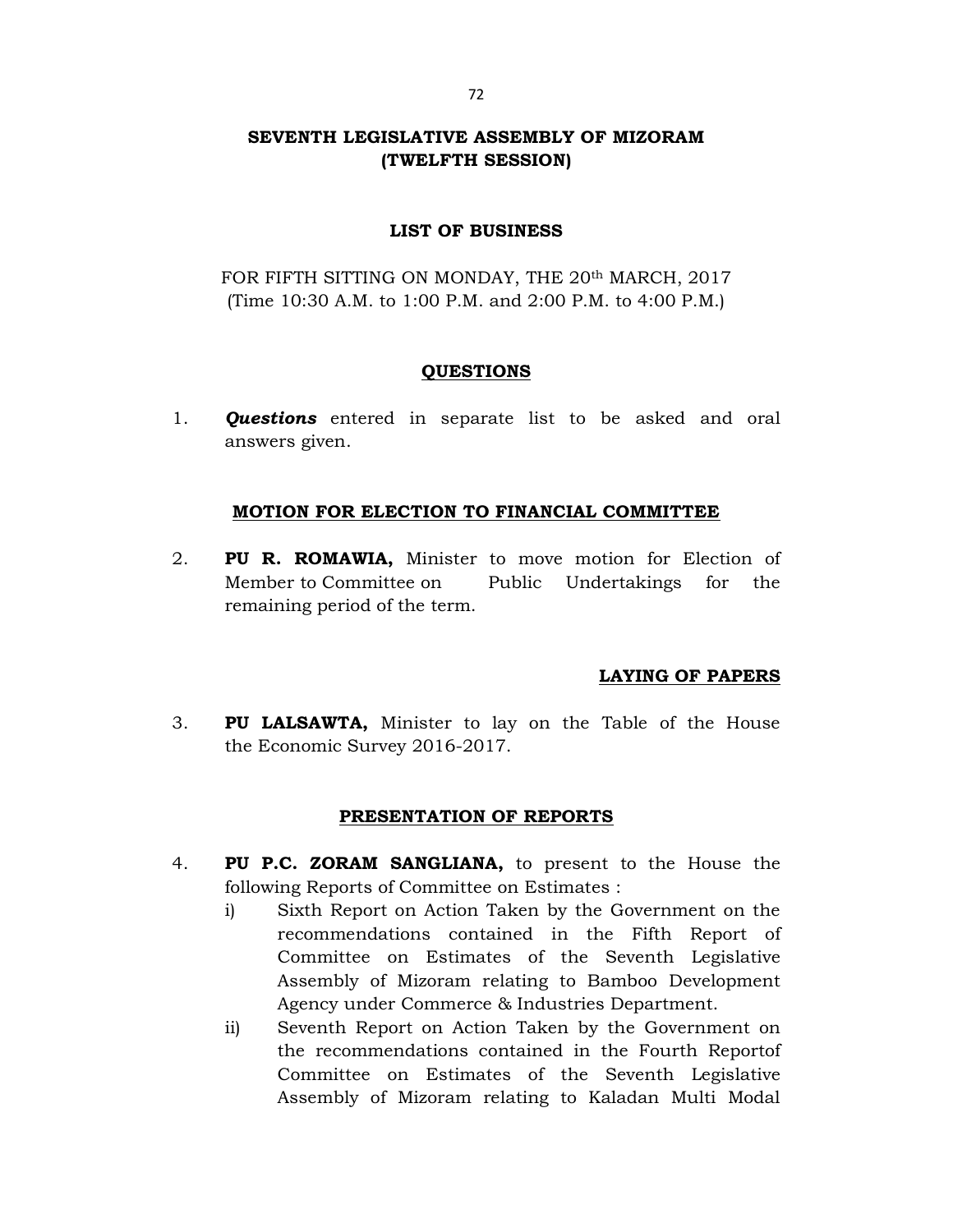# SEVENTH LEGISLATIVE ASSEMBLY OF MIZORAM
# (TWELFTH SESSION)

## LIST OF BUSINESS

FOR FIFTH SITTING ON MONDAY, THE 20th MARCH, 2017
(Time 10:30 A.M. to 1:00 P.M. and 2:00 P.M. to 4:00 P.M.)

### QUESTIONS

1. ***Questions*** entered in separate list to be asked and oral answers given.

### MOTION FOR ELECTION TO FINANCIAL COMMITTEE

2. **PU R. ROMAWIA,** Minister to move motion for Election of Member to Committee on Public Undertakings for the remaining period of the term.

### LAYING OF PAPERS

3. **PU LALSAWTA,** Minister to lay on the Table of the House the Economic Survey 2016-2017.

### PRESENTATION OF REPORTS

4. **PU P.C. ZORAM SANGLIANA,** to present to the House the following Reports of Committee on Estimates :
   - i) Sixth Report on Action Taken by the Government on the recommendations contained in the Fifth Report of Committee on Estimates of the Seventh Legislative Assembly of Mizoram relating to Bamboo Development Agency under Commerce & Industries Department.
   - ii) Seventh Report on Action Taken by the Government on the recommendations contained in the Fourth Reportof Committee on Estimates of the Seventh Legislative Assembly of Mizoram relating to Kaladan Multi Modal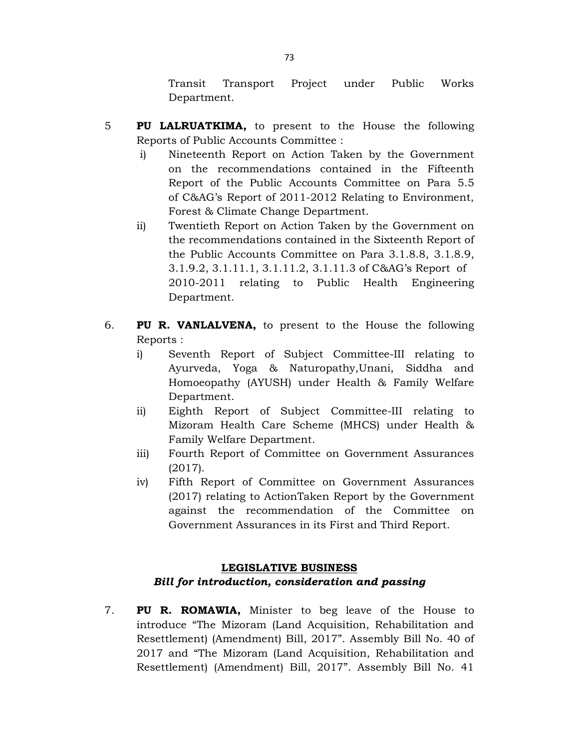Transit Transport Project under Public Works Department.

5 **PU LALRUATKIMA,** to present to the House the following Reports of Public Accounts Committee :

i) Nineteenth Report on Action Taken by the Government on the recommendations contained in the Fifteenth Report of the Public Accounts Committee on Para 5.5 of C&AG's Report of 2011-2012 Relating to Environment, Forest & Climate Change Department.

ii) Twentieth Report on Action Taken by the Government on the recommendations contained in the Sixteenth Report of the Public Accounts Committee on Para 3.1.8.8, 3.1.8.9, 3.1.9.2, 3.1.11.1, 3.1.11.2, 3.1.11.3 of C&AG's Report of 2010-2011 relating to Public Health Engineering Department.

6. **PU R. VANLALVENA,** to present to the House the following Reports :

i) Seventh Report of Subject Committee-III relating to Ayurveda, Yoga & Naturopathy,Unani, Siddha and Homoeopathy (AYUSH) under Health & Family Welfare Department.

ii) Eighth Report of Subject Committee-III relating to Mizoram Health Care Scheme (MHCS) under Health & Family Welfare Department.

iii) Fourth Report of Committee on Government Assurances (2017).

iv) Fifth Report of Committee on Government Assurances (2017) relating to ActionTaken Report by the Government against the recommendation of the Committee on Government Assurances in its First and Third Report.

## LEGISLATIVE BUSINESS

### *Bill for introduction, consideration and passing*

7. **PU R. ROMAWIA,** Minister to beg leave of the House to introduce "The Mizoram (Land Acquisition, Rehabilitation and Resettlement) (Amendment) Bill, 2017". Assembly Bill No. 40 of 2017 and "The Mizoram (Land Acquisition, Rehabilitation and Resettlement) (Amendment) Bill, 2017". Assembly Bill No. 41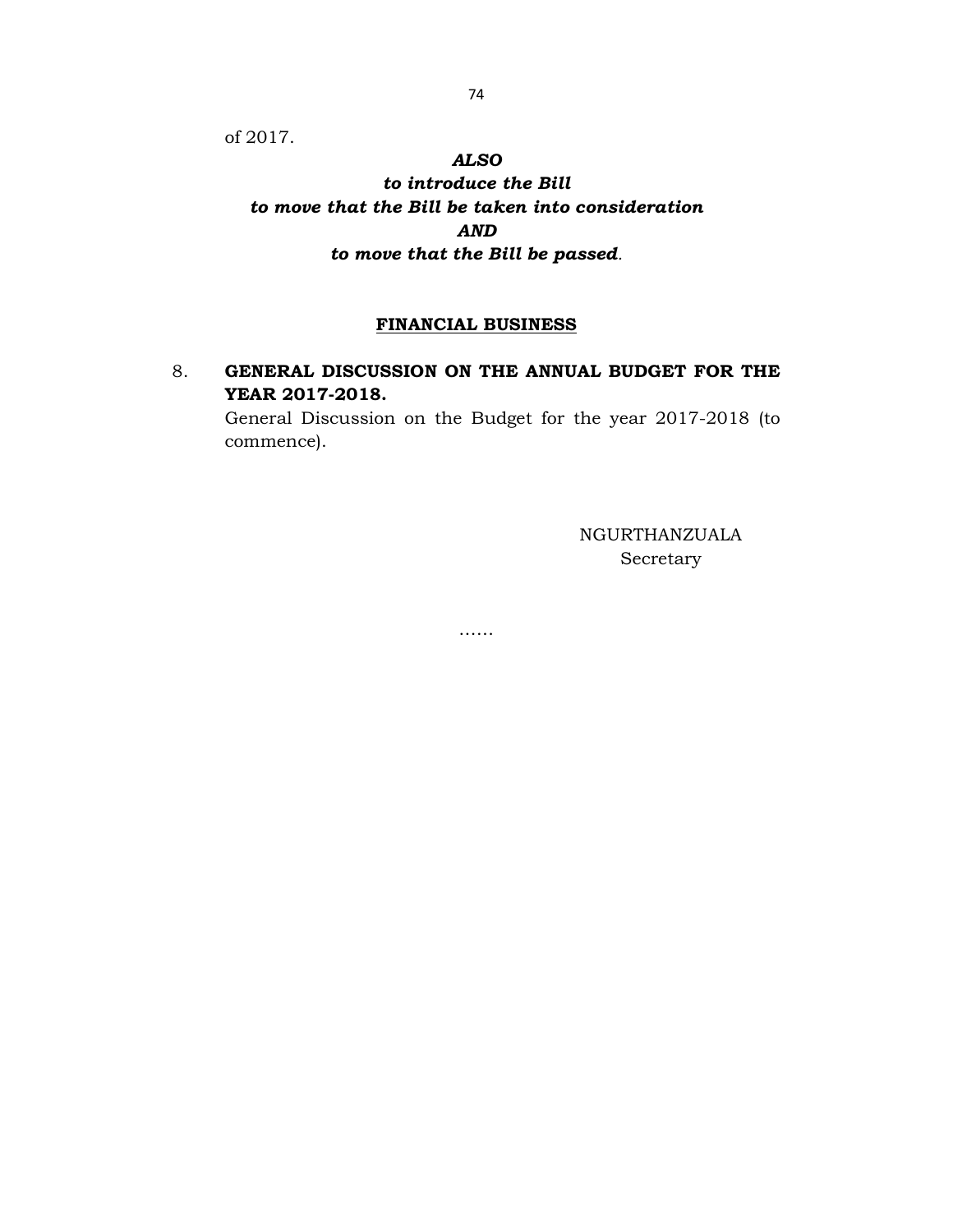of 2017.

***ALSO***

***to introduce the Bill***

***to move that the Bill be taken into consideration***

***AND***

***to move that the Bill be passed*.**

**FINANCIAL BUSINESS**

8. **GENERAL DISCUSSION ON THE ANNUAL BUDGET FOR THE YEAR 2017-2018.**

   General Discussion on the Budget for the year 2017-2018 (to commence).

NGURTHANZUALA
Secretary

……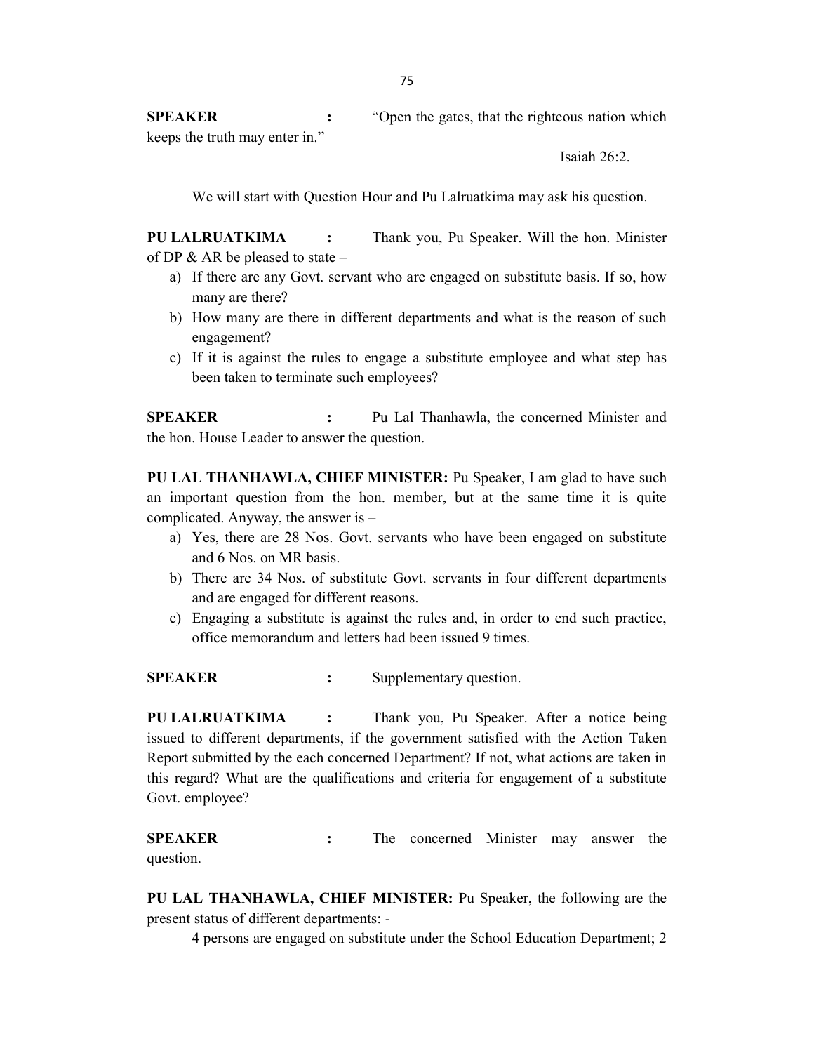**SPEAKER** : "Open the gates, that the righteous nation which keeps the truth may enter in."

Isaiah 26:2.

We will start with Question Hour and Pu Lalruatkima may ask his question.

**PU LALRUATKIMA** : Thank you, Pu Speaker. Will the hon. Minister of DP & AR be pleased to state –

a) If there are any Govt. servant who are engaged on substitute basis. If so, how many are there?
b) How many are there in different departments and what is the reason of such engagement?
c) If it is against the rules to engage a substitute employee and what step has been taken to terminate such employees?

**SPEAKER** : Pu Lal Thanhawla, the concerned Minister and the hon. House Leader to answer the question.

**PU LAL THANHAWLA, CHIEF MINISTER:** Pu Speaker, I am glad to have such an important question from the hon. member, but at the same time it is quite complicated. Anyway, the answer is –

a) Yes, there are 28 Nos. Govt. servants who have been engaged on substitute and 6 Nos. on MR basis.
b) There are 34 Nos. of substitute Govt. servants in four different departments and are engaged for different reasons.
c) Engaging a substitute is against the rules and, in order to end such practice, office memorandum and letters had been issued 9 times.

**SPEAKER** : Supplementary question.

**PU LALRUATKIMA** : Thank you, Pu Speaker. After a notice being issued to different departments, if the government satisfied with the Action Taken Report submitted by the each concerned Department? If not, what actions are taken in this regard? What are the qualifications and criteria for engagement of a substitute Govt. employee?

**SPEAKER** : The concerned Minister may answer the question.

**PU LAL THANHAWLA, CHIEF MINISTER:** Pu Speaker, the following are the present status of different departments: -

4 persons are engaged on substitute under the School Education Department; 2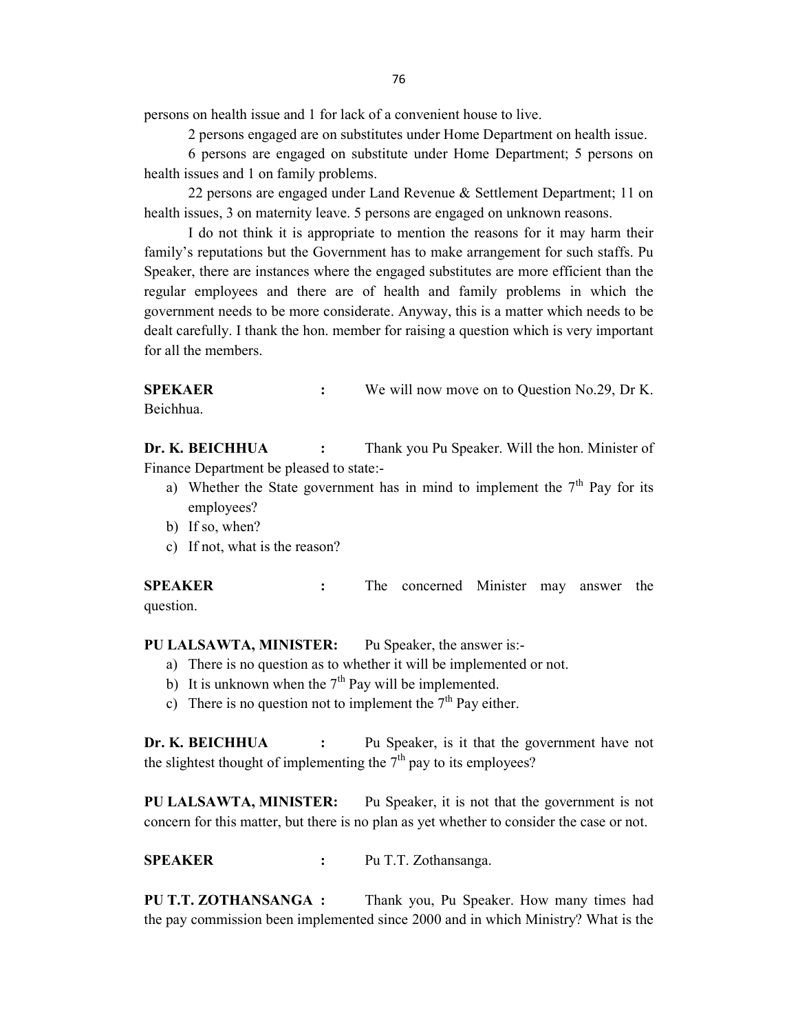persons on health issue and 1 for lack of a convenient house to live.

2 persons engaged are on substitutes under Home Department on health issue.

6 persons are engaged on substitute under Home Department; 5 persons on health issues and 1 on family problems.

22 persons are engaged under Land Revenue & Settlement Department; 11 on health issues, 3 on maternity leave. 5 persons are engaged on unknown reasons.

I do not think it is appropriate to mention the reasons for it may harm their family's reputations but the Government has to make arrangement for such staffs. Pu Speaker, there are instances where the engaged substitutes are more efficient than the regular employees and there are of health and family problems in which the government needs to be more considerate. Anyway, this is a matter which needs to be dealt carefully. I thank the hon. member for raising a question which is very important for all the members.

**SPEKAER** : We will now move on to Question No.29, Dr K. Beichhua.

**Dr. K. BEICHHUA** : Thank you Pu Speaker. Will the hon. Minister of Finance Department be pleased to state:-

a) Whether the State government has in mind to implement the 7th Pay for its employees?
b) If so, when?
c) If not, what is the reason?

**SPEAKER** : The concerned Minister may answer the question.

**PU LALSAWTA, MINISTER:** Pu Speaker, the answer is:-

a) There is no question as to whether it will be implemented or not.
b) It is unknown when the 7th Pay will be implemented.
c) There is no question not to implement the 7th Pay either.

**Dr. K. BEICHHUA** : Pu Speaker, is it that the government have not the slightest thought of implementing the 7th pay to its employees?

**PU LALSAWTA, MINISTER:** Pu Speaker, it is not that the government is not concern for this matter, but there is no plan as yet whether to consider the case or not.

**SPEAKER** : Pu T.T. Zothansanga.

**PU T.T. ZOTHANSANGA :** Thank you, Pu Speaker. How many times had the pay commission been implemented since 2000 and in which Ministry? What is the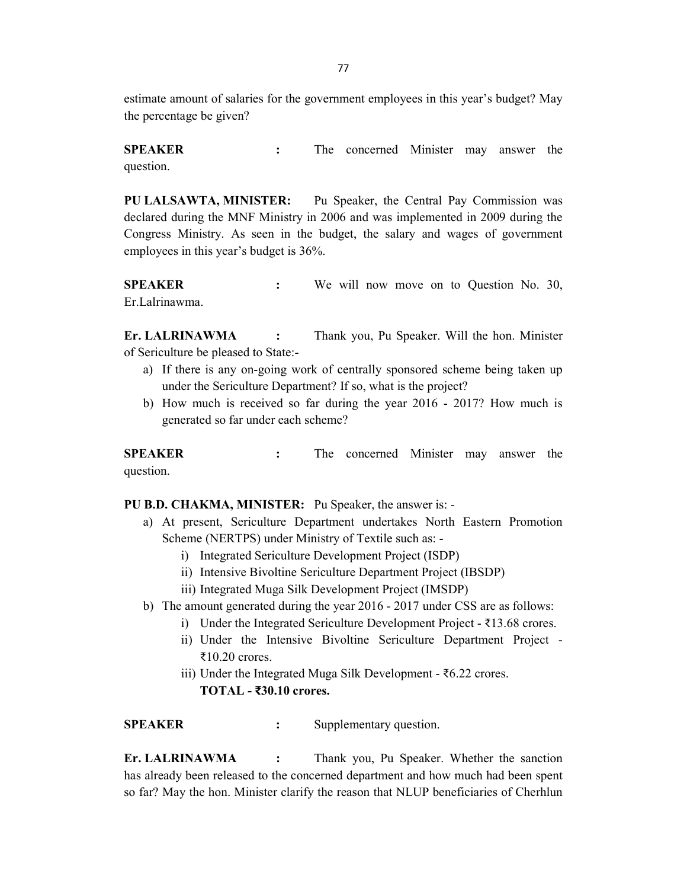estimate amount of salaries for the government employees in this year's budget? May the percentage be given?

**SPEAKER** : The concerned Minister may answer the question.

**PU LALSAWTA, MINISTER:** Pu Speaker, the Central Pay Commission was declared during the MNF Ministry in 2006 and was implemented in 2009 during the Congress Ministry. As seen in the budget, the salary and wages of government employees in this year's budget is 36%.

**SPEAKER** : We will now move on to Question No. 30, Er.Lalrinawma.

**Er. LALRINAWMA** : Thank you, Pu Speaker. Will the hon. Minister of Sericulture be pleased to State:-

a) If there is any on-going work of centrally sponsored scheme being taken up under the Sericulture Department? If so, what is the project?
b) How much is received so far during the year 2016 - 2017? How much is generated so far under each scheme?

**SPEAKER** : The concerned Minister may answer the question.

**PU B.D. CHAKMA, MINISTER:** Pu Speaker, the answer is: -

a) At present, Sericulture Department undertakes North Eastern Promotion Scheme (NERTPS) under Ministry of Textile such as: -
    i) Integrated Sericulture Development Project (ISDP)
    ii) Intensive Bivoltine Sericulture Department Project (IBSDP)
    iii) Integrated Muga Silk Development Project (IMSDP)
b) The amount generated during the year 2016 - 2017 under CSS are as follows:
    i) Under the Integrated Sericulture Development Project - ₹13.68 crores.
    ii) Under the Intensive Bivoltine Sericulture Department Project - ₹10.20 crores.
    iii) Under the Integrated Muga Silk Development - ₹6.22 crores.
    **TOTAL - ₹30.10 crores.**

**SPEAKER** : Supplementary question.

**Er. LALRINAWMA** : Thank you, Pu Speaker. Whether the sanction has already been released to the concerned department and how much had been spent so far? May the hon. Minister clarify the reason that NLUP beneficiaries of Cherhlun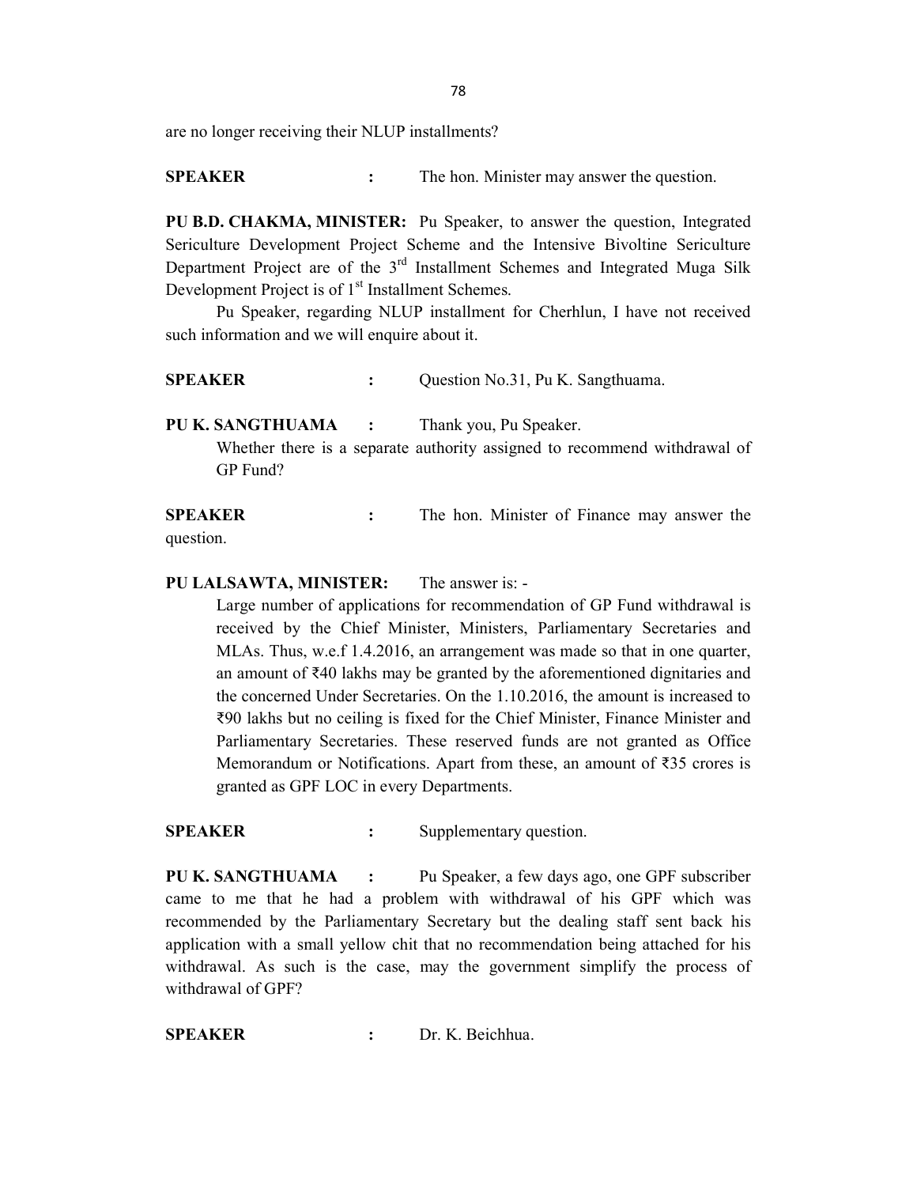are no longer receiving their NLUP installments?

**SPEAKER** : The hon. Minister may answer the question.

**PU B.D. CHAKMA, MINISTER:** Pu Speaker, to answer the question, Integrated Sericulture Development Project Scheme and the Intensive Bivoltine Sericulture Department Project are of the 3rd Installment Schemes and Integrated Muga Silk Development Project is of 1st Installment Schemes.

Pu Speaker, regarding NLUP installment for Cherhlun, I have not received such information and we will enquire about it.

**SPEAKER** : Question No.31, Pu K. Sangthuama.

**PU K. SANGTHUAMA** : Thank you, Pu Speaker.

Whether there is a separate authority assigned to recommend withdrawal of GP Fund?

**SPEAKER** : The hon. Minister of Finance may answer the question.

**PU LALSAWTA, MINISTER:** The answer is: -

Large number of applications for recommendation of GP Fund withdrawal is received by the Chief Minister, Ministers, Parliamentary Secretaries and MLAs. Thus, w.e.f 1.4.2016, an arrangement was made so that in one quarter, an amount of ₹40 lakhs may be granted by the aforementioned dignitaries and the concerned Under Secretaries. On the 1.10.2016, the amount is increased to ₹90 lakhs but no ceiling is fixed for the Chief Minister, Finance Minister and Parliamentary Secretaries. These reserved funds are not granted as Office Memorandum or Notifications. Apart from these, an amount of ₹35 crores is granted as GPF LOC in every Departments.

**SPEAKER** : Supplementary question.

**PU K. SANGTHUAMA** : Pu Speaker, a few days ago, one GPF subscriber came to me that he had a problem with withdrawal of his GPF which was recommended by the Parliamentary Secretary but the dealing staff sent back his application with a small yellow chit that no recommendation being attached for his withdrawal. As such is the case, may the government simplify the process of withdrawal of GPF?

**SPEAKER** : Dr. K. Beichhua.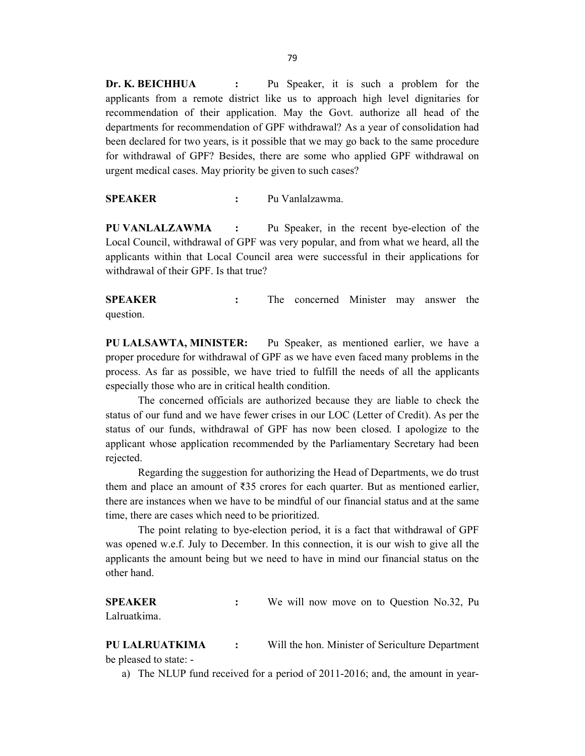**Dr. K. BEICHHUA :** Pu Speaker, it is such a problem for the applicants from a remote district like us to approach high level dignitaries for recommendation of their application. May the Govt. authorize all head of the departments for recommendation of GPF withdrawal? As a year of consolidation had been declared for two years, is it possible that we may go back to the same procedure for withdrawal of GPF? Besides, there are some who applied GPF withdrawal on urgent medical cases. May priority be given to such cases?

**SPEAKER :** Pu Vanlalzawma.

**PU VANLALZAWMA :** Pu Speaker, in the recent bye-election of the Local Council, withdrawal of GPF was very popular, and from what we heard, all the applicants within that Local Council area were successful in their applications for withdrawal of their GPF. Is that true?

**SPEAKER :** The concerned Minister may answer the question.

**PU LALSAWTA, MINISTER:** Pu Speaker, as mentioned earlier, we have a proper procedure for withdrawal of GPF as we have even faced many problems in the process. As far as possible, we have tried to fulfill the needs of all the applicants especially those who are in critical health condition.

The concerned officials are authorized because they are liable to check the status of our fund and we have fewer crises in our LOC (Letter of Credit). As per the status of our funds, withdrawal of GPF has now been closed. I apologize to the applicant whose application recommended by the Parliamentary Secretary had been rejected.

Regarding the suggestion for authorizing the Head of Departments, we do trust them and place an amount of ₹35 crores for each quarter. But as mentioned earlier, there are instances when we have to be mindful of our financial status and at the same time, there are cases which need to be prioritized.

The point relating to bye-election period, it is a fact that withdrawal of GPF was opened w.e.f. July to December. In this connection, it is our wish to give all the applicants the amount being but we need to have in mind our financial status on the other hand.

**SPEAKER :** We will now move on to Question No.32, Pu Lalruatkima.

**PU LALRUATKIMA :** Will the hon. Minister of Sericulture Department be pleased to state: -

a) The NLUP fund received for a period of 2011-2016; and, the amount in year-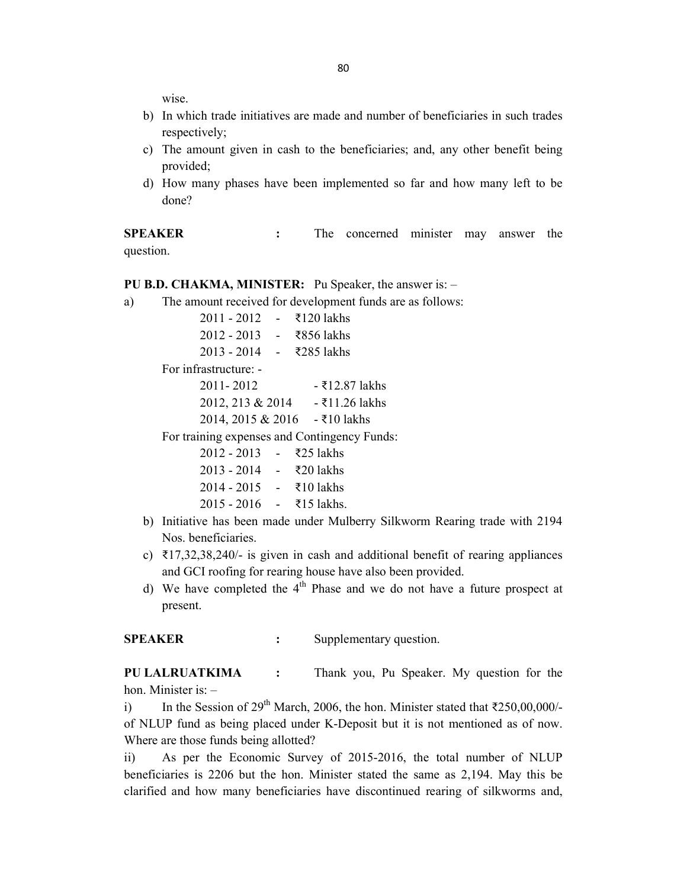wise.

b) In which trade initiatives are made and number of beneficiaries in such trades respectively;
c) The amount given in cash to the beneficiaries; and, any other benefit being provided;
d) How many phases have been implemented so far and how many left to be done?

**SPEAKER** : The concerned minister may answer the question.

**PU B.D. CHAKMA, MINISTER:** Pu Speaker, the answer is: –

a) The amount received for development funds are as follows:

2011 - 2012 - ₹120 lakhs
2012 - 2013 - ₹856 lakhs
2013 - 2014 - ₹285 lakhs

For infrastructure: -

2011- 2012 - ₹12.87 lakhs
2012, 213 & 2014 - ₹11.26 lakhs
2014, 2015 & 2016 - ₹10 lakhs

For training expenses and Contingency Funds:

2012 - 2013 - ₹25 lakhs
2013 - 2014 - ₹20 lakhs
2014 - 2015 - ₹10 lakhs
2015 - 2016 - ₹15 lakhs.

b) Initiative has been made under Mulberry Silkworm Rearing trade with 2194 Nos. beneficiaries.
c) ₹17,32,38,240/- is given in cash and additional benefit of rearing appliances and GCI roofing for rearing house have also been provided.
d) We have completed the 4th Phase and we do not have a future prospect at present.

**SPEAKER** : Supplementary question.

**PU LALRUATKIMA** : Thank you, Pu Speaker. My question for the hon. Minister is: –

i) In the Session of 29th March, 2006, the hon. Minister stated that ₹250,00,000/- of NLUP fund as being placed under K-Deposit but it is not mentioned as of now. Where are those funds being allotted?

ii) As per the Economic Survey of 2015-2016, the total number of NLUP beneficiaries is 2206 but the hon. Minister stated the same as 2,194. May this be clarified and how many beneficiaries have discontinued rearing of silkworms and,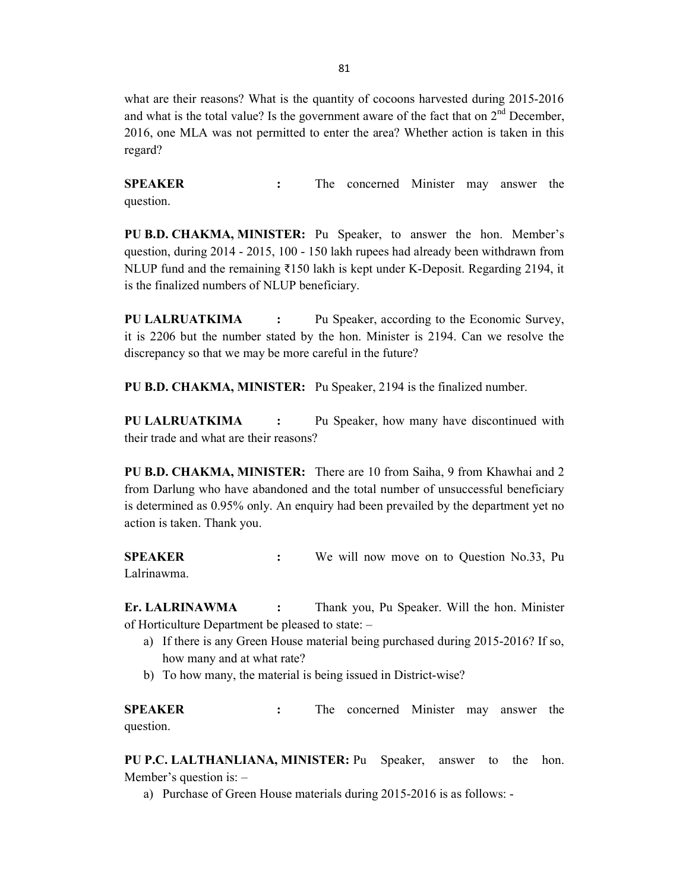what are their reasons? What is the quantity of cocoons harvested during 2015-2016 and what is the total value? Is the government aware of the fact that on 2nd December, 2016, one MLA was not permitted to enter the area? Whether action is taken in this regard?

**SPEAKER** : The concerned Minister may answer the question.

**PU B.D. CHAKMA, MINISTER:** Pu Speaker, to answer the hon. Member's question, during 2014 - 2015, 100 - 150 lakh rupees had already been withdrawn from NLUP fund and the remaining ₹150 lakh is kept under K-Deposit. Regarding 2194, it is the finalized numbers of NLUP beneficiary.

**PU LALRUATKIMA** : Pu Speaker, according to the Economic Survey, it is 2206 but the number stated by the hon. Minister is 2194. Can we resolve the discrepancy so that we may be more careful in the future?

**PU B.D. CHAKMA, MINISTER:** Pu Speaker, 2194 is the finalized number.

**PU LALRUATKIMA** : Pu Speaker, how many have discontinued with their trade and what are their reasons?

**PU B.D. CHAKMA, MINISTER:** There are 10 from Saiha, 9 from Khawhai and 2 from Darlung who have abandoned and the total number of unsuccessful beneficiary is determined as 0.95% only. An enquiry had been prevailed by the department yet no action is taken. Thank you.

**SPEAKER** : We will now move on to Question No.33, Pu Lalrinawma.

**Er. LALRINAWMA** : Thank you, Pu Speaker. Will the hon. Minister of Horticulture Department be pleased to state: –

a) If there is any Green House material being purchased during 2015-2016? If so, how many and at what rate?
b) To how many, the material is being issued in District-wise?

**SPEAKER** : The concerned Minister may answer the question.

**PU P.C. LALTHANLIANA, MINISTER:** Pu Speaker, answer to the hon. Member's question is: –

a) Purchase of Green House materials during 2015-2016 is as follows: -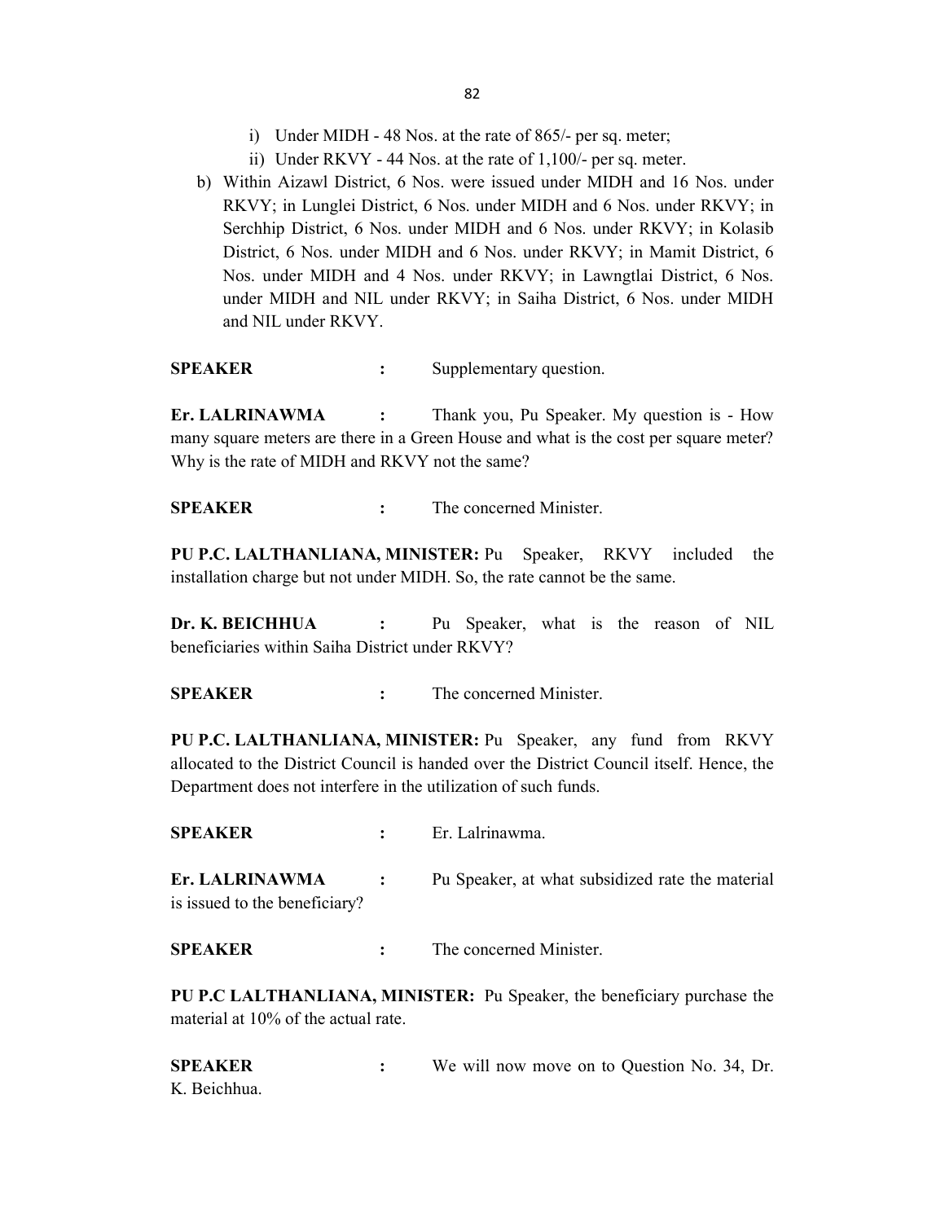i) Under MIDH - 48 Nos. at the rate of 865/- per sq. meter;
   ii) Under RKVY - 44 Nos. at the rate of 1,100/- per sq. meter.

b) Within Aizawl District, 6 Nos. were issued under MIDH and 16 Nos. under RKVY; in Lunglei District, 6 Nos. under MIDH and 6 Nos. under RKVY; in Serchhip District, 6 Nos. under MIDH and 6 Nos. under RKVY; in Kolasib District, 6 Nos. under MIDH and 6 Nos. under RKVY; in Mamit District, 6 Nos. under MIDH and 4 Nos. under RKVY; in Lawngtlai District, 6 Nos. under MIDH and NIL under RKVY; in Saiha District, 6 Nos. under MIDH and NIL under RKVY.

**SPEAKER** : Supplementary question.

**Er. LALRINAWMA** : Thank you, Pu Speaker. My question is - How many square meters are there in a Green House and what is the cost per square meter? Why is the rate of MIDH and RKVY not the same?

**SPEAKER** : The concerned Minister.

**PU P.C. LALTHANLIANA, MINISTER:** Pu Speaker, RKVY included the installation charge but not under MIDH. So, the rate cannot be the same.

**Dr. K. BEICHHUA** : Pu Speaker, what is the reason of NIL beneficiaries within Saiha District under RKVY?

**SPEAKER** : The concerned Minister.

**PU P.C. LALTHANLIANA, MINISTER:** Pu Speaker, any fund from RKVY allocated to the District Council is handed over the District Council itself. Hence, the Department does not interfere in the utilization of such funds.

**SPEAKER** : Er. Lalrinawma.

**Er. LALRINAWMA** : Pu Speaker, at what subsidized rate the material is issued to the beneficiary?

**SPEAKER** : The concerned Minister.

**PU P.C LALTHANLIANA, MINISTER:** Pu Speaker, the beneficiary purchase the material at 10% of the actual rate.

**SPEAKER** : We will now move on to Question No. 34, Dr. K. Beichhua.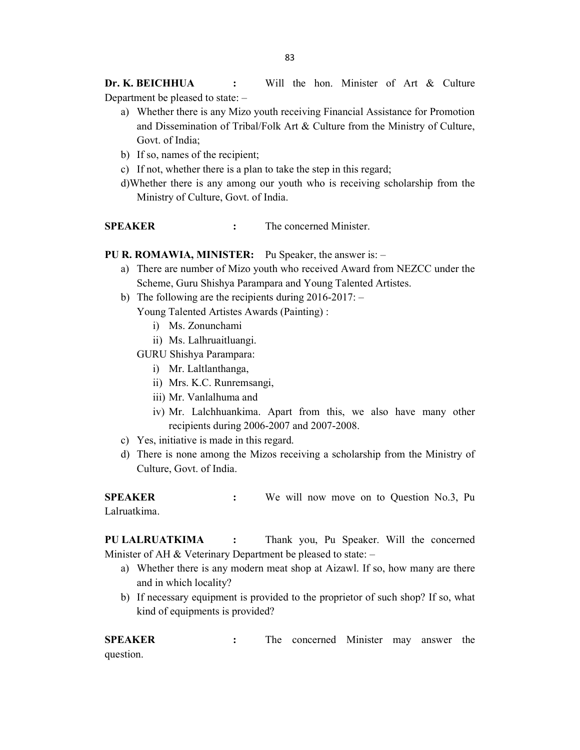**Dr. K. BEICHHUA :** Will the hon. Minister of Art & Culture Department be pleased to state: –

a) Whether there is any Mizo youth receiving Financial Assistance for Promotion and Dissemination of Tribal/Folk Art & Culture from the Ministry of Culture, Govt. of India;
b) If so, names of the recipient;
c) If not, whether there is a plan to take the step in this regard;
d) Whether there is any among our youth who is receiving scholarship from the Ministry of Culture, Govt. of India.

**SPEAKER :** The concerned Minister.

**PU R. ROMAWIA, MINISTER:** Pu Speaker, the answer is: –

a) There are number of Mizo youth who received Award from NEZCC under the Scheme, Guru Shishya Parampara and Young Talented Artistes.
b) The following are the recipients during 2016-2017: –

   Young Talented Artistes Awards (Painting) :

   i) Ms. Zonunchami
   ii) Ms. Lalhruaitluangi.

   GURU Shishya Parampara:

   i) Mr. Laltlanthanga,
   ii) Mrs. K.C. Runremsangi,
   iii) Mr. Vanlalhuma and
   iv) Mr. Lalchhuankima. Apart from this, we also have many other recipients during 2006-2007 and 2007-2008.

c) Yes, initiative is made in this regard.
d) There is none among the Mizos receiving a scholarship from the Ministry of Culture, Govt. of India.

**SPEAKER :** We will now move on to Question No.3, Pu Lalruatkima.

**PU LALRUATKIMA :** Thank you, Pu Speaker. Will the concerned Minister of AH & Veterinary Department be pleased to state: –

a) Whether there is any modern meat shop at Aizawl. If so, how many are there and in which locality?
b) If necessary equipment is provided to the proprietor of such shop? If so, what kind of equipments is provided?

**SPEAKER :** The concerned Minister may answer the question.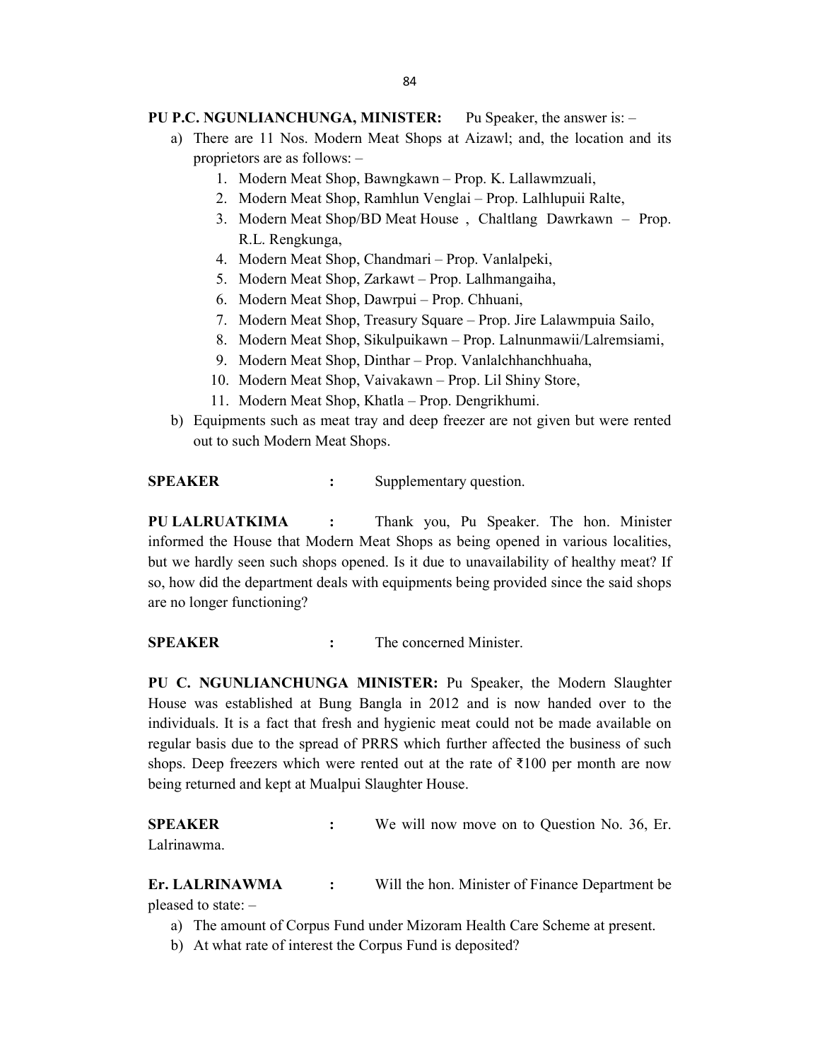**PU P.C. NGUNLIANCHUNGA, MINISTER:** Pu Speaker, the answer is: –

a) There are 11 Nos. Modern Meat Shops at Aizawl; and, the location and its proprietors are as follows: –
   1. Modern Meat Shop, Bawngkawn – Prop. K. Lallawmzuali,
   2. Modern Meat Shop, Ramhlun Venglai – Prop. Lalhlupuii Ralte,
   3. Modern Meat Shop/BD Meat House , Chaltlang Dawrkawn – Prop. R.L. Rengkunga,
   4. Modern Meat Shop, Chandmari – Prop. Vanlalpeki,
   5. Modern Meat Shop, Zarkawt – Prop. Lalhmangaiha,
   6. Modern Meat Shop, Dawrpui – Prop. Chhuani,
   7. Modern Meat Shop, Treasury Square – Prop. Jire Lalawmpuia Sailo,
   8. Modern Meat Shop, Sikulpuikawn – Prop. Lalnunmawii/Lalremsiami,
   9. Modern Meat Shop, Dinthar – Prop. Vanlalchhanchhuaha,
   10. Modern Meat Shop, Vaivakawn – Prop. Lil Shiny Store,
   11. Modern Meat Shop, Khatla – Prop. Dengrikhumi.

b) Equipments such as meat tray and deep freezer are not given but were rented out to such Modern Meat Shops.

**SPEAKER** : Supplementary question.

**PU LALRUATKIMA** : Thank you, Pu Speaker. The hon. Minister informed the House that Modern Meat Shops as being opened in various localities, but we hardly seen such shops opened. Is it due to unavailability of healthy meat? If so, how did the department deals with equipments being provided since the said shops are no longer functioning?

**SPEAKER** : The concerned Minister.

**PU C. NGUNLIANCHUNGA MINISTER:** Pu Speaker, the Modern Slaughter House was established at Bung Bangla in 2012 and is now handed over to the individuals. It is a fact that fresh and hygienic meat could not be made available on regular basis due to the spread of PRRS which further affected the business of such shops. Deep freezers which were rented out at the rate of ₹100 per month are now being returned and kept at Mualpui Slaughter House.

**SPEAKER** : We will now move on to Question No. 36, Er. Lalrinawma.

**Er. LALRINAWMA** : Will the hon. Minister of Finance Department be pleased to state: –

a) The amount of Corpus Fund under Mizoram Health Care Scheme at present.
b) At what rate of interest the Corpus Fund is deposited?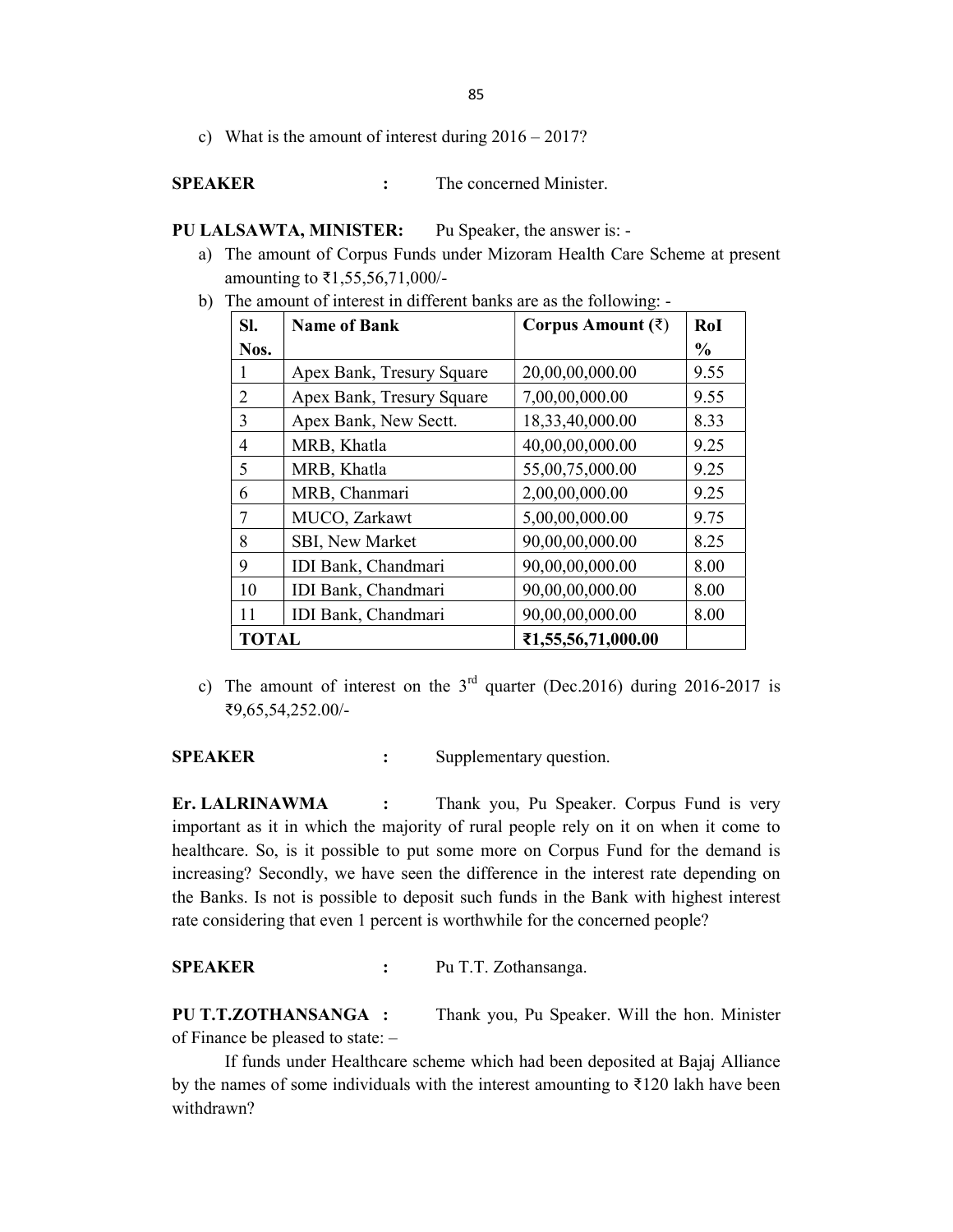c) What is the amount of interest during 2016 – 2017?

**SPEAKER** : The concerned Minister.

**PU LALSAWTA, MINISTER:** Pu Speaker, the answer is: -

a) The amount of Corpus Funds under Mizoram Health Care Scheme at present amounting to ₹1,55,56,71,000/-

b) The amount of interest in different banks are as the following: -

| Sl. Nos. | Name of Bank | Corpus Amount (₹) | RoI % |
|---|---|---|---|
| 1 | Apex Bank, Tresury Square | 20,00,00,000.00 | 9.55 |
| 2 | Apex Bank, Tresury Square | 7,00,00,000.00 | 9.55 |
| 3 | Apex Bank, New Sectt. | 18,33,40,000.00 | 8.33 |
| 4 | MRB, Khatla | 40,00,00,000.00 | 9.25 |
| 5 | MRB, Khatla | 55,00,75,000.00 | 9.25 |
| 6 | MRB, Chanmari | 2,00,00,000.00 | 9.25 |
| 7 | MUCO, Zarkawt | 5,00,00,000.00 | 9.75 |
| 8 | SBI, New Market | 90,00,00,000.00 | 8.25 |
| 9 | IDI Bank, Chandmari | 90,00,00,000.00 | 8.00 |
| 10 | IDI Bank, Chandmari | 90,00,00,000.00 | 8.00 |
| 11 | IDI Bank, Chandmari | 90,00,00,000.00 | 8.00 |
| **TOTAL** | | **₹1,55,56,71,000.00** | |

c) The amount of interest on the 3rd quarter (Dec.2016) during 2016-2017 is ₹9,65,54,252.00/-

**SPEAKER** : Supplementary question.

**Er. LALRINAWMA** : Thank you, Pu Speaker. Corpus Fund is very important as it in which the majority of rural people rely on it on when it come to healthcare. So, is it possible to put some more on Corpus Fund for the demand is increasing? Secondly, we have seen the difference in the interest rate depending on the Banks. Is not is possible to deposit such funds in the Bank with highest interest rate considering that even 1 percent is worthwhile for the concerned people?

**SPEAKER** : Pu T.T. Zothansanga.

**PU T.T.ZOTHANSANGA** : Thank you, Pu Speaker. Will the hon. Minister of Finance be pleased to state: –

If funds under Healthcare scheme which had been deposited at Bajaj Alliance by the names of some individuals with the interest amounting to ₹120 lakh have been withdrawn?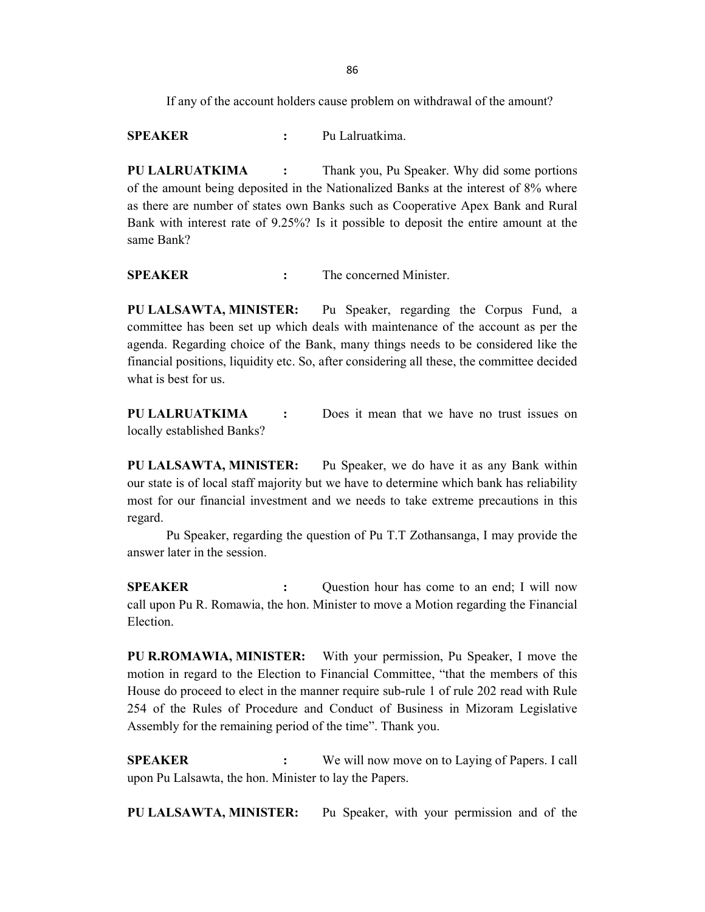If any of the account holders cause problem on withdrawal of the amount?

**SPEAKER** : Pu Lalruatkima.

**PU LALRUATKIMA** : Thank you, Pu Speaker. Why did some portions of the amount being deposited in the Nationalized Banks at the interest of 8% where as there are number of states own Banks such as Cooperative Apex Bank and Rural Bank with interest rate of 9.25%? Is it possible to deposit the entire amount at the same Bank?

**SPEAKER** : The concerned Minister.

**PU LALSAWTA, MINISTER:** Pu Speaker, regarding the Corpus Fund, a committee has been set up which deals with maintenance of the account as per the agenda. Regarding choice of the Bank, many things needs to be considered like the financial positions, liquidity etc. So, after considering all these, the committee decided what is best for us.

**PU LALRUATKIMA** : Does it mean that we have no trust issues on locally established Banks?

**PU LALSAWTA, MINISTER:** Pu Speaker, we do have it as any Bank within our state is of local staff majority but we have to determine which bank has reliability most for our financial investment and we needs to take extreme precautions in this regard.

Pu Speaker, regarding the question of Pu T.T Zothansanga, I may provide the answer later in the session.

**SPEAKER** : Question hour has come to an end; I will now call upon Pu R. Romawia, the hon. Minister to move a Motion regarding the Financial Election.

**PU R.ROMAWIA, MINISTER:** With your permission, Pu Speaker, I move the motion in regard to the Election to Financial Committee, "that the members of this House do proceed to elect in the manner require sub-rule 1 of rule 202 read with Rule 254 of the Rules of Procedure and Conduct of Business in Mizoram Legislative Assembly for the remaining period of the time". Thank you.

**SPEAKER** : We will now move on to Laying of Papers. I call upon Pu Lalsawta, the hon. Minister to lay the Papers.

**PU LALSAWTA, MINISTER:** Pu Speaker, with your permission and of the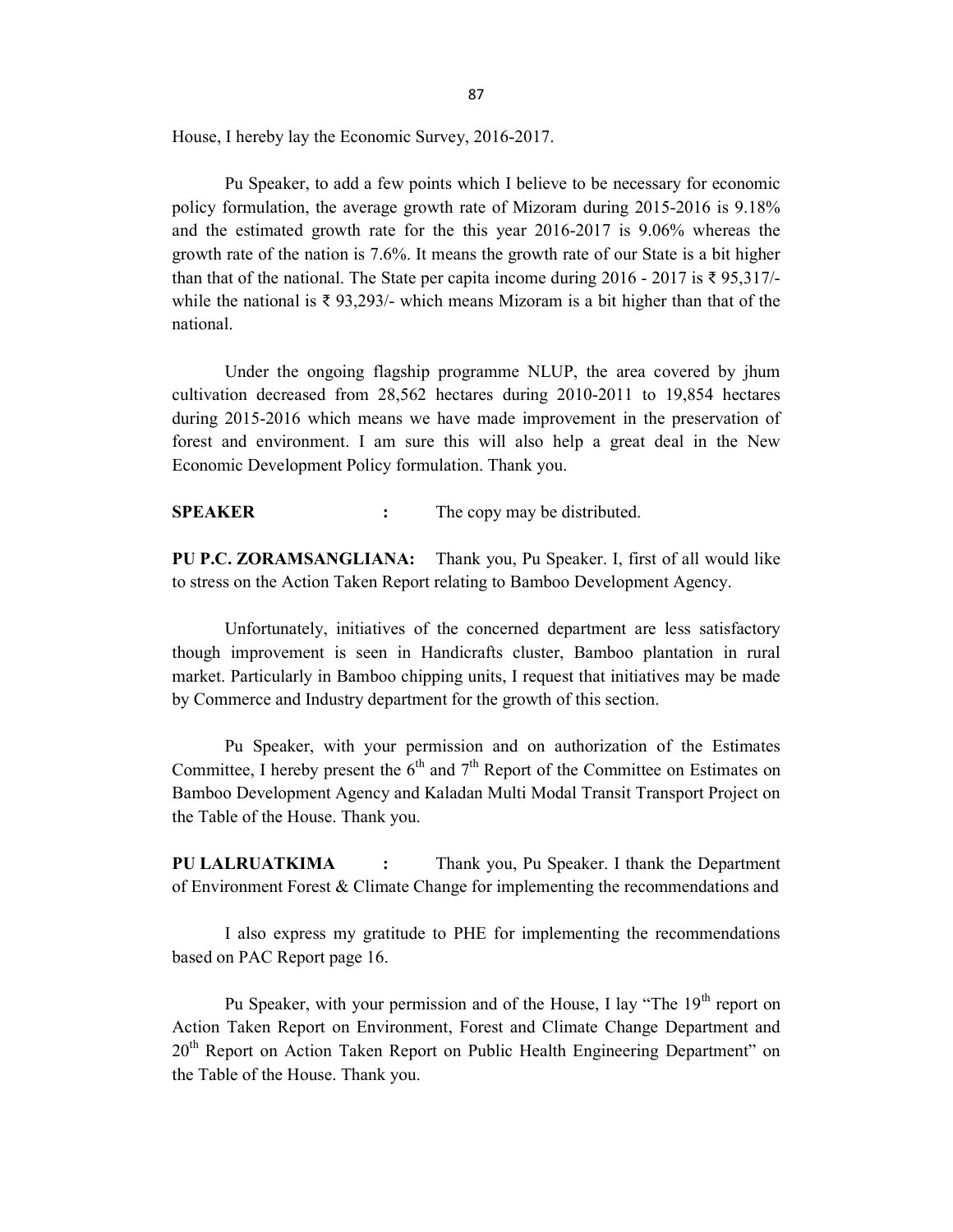House, I hereby lay the Economic Survey, 2016-2017.

Pu Speaker, to add a few points which I believe to be necessary for economic policy formulation, the average growth rate of Mizoram during 2015-2016 is 9.18% and the estimated growth rate for the this year 2016-2017 is 9.06% whereas the growth rate of the nation is 7.6%. It means the growth rate of our State is a bit higher than that of the national. The State per capita income during 2016 - 2017 is ₹ 95,317/- while the national is ₹ 93,293/- which means Mizoram is a bit higher than that of the national.

Under the ongoing flagship programme NLUP, the area covered by jhum cultivation decreased from 28,562 hectares during 2010-2011 to 19,854 hectares during 2015-2016 which means we have made improvement in the preservation of forest and environment. I am sure this will also help a great deal in the New Economic Development Policy formulation. Thank you.

**SPEAKER** : The copy may be distributed.

**PU P.C. ZORAMSANGLIANA:** Thank you, Pu Speaker. I, first of all would like to stress on the Action Taken Report relating to Bamboo Development Agency.

Unfortunately, initiatives of the concerned department are less satisfactory though improvement is seen in Handicrafts cluster, Bamboo plantation in rural market. Particularly in Bamboo chipping units, I request that initiatives may be made by Commerce and Industry department for the growth of this section.

Pu Speaker, with your permission and on authorization of the Estimates Committee, I hereby present the 6th and 7th Report of the Committee on Estimates on Bamboo Development Agency and Kaladan Multi Modal Transit Transport Project on the Table of the House. Thank you.

**PU LALRUATKIMA** : Thank you, Pu Speaker. I thank the Department of Environment Forest & Climate Change for implementing the recommendations and

I also express my gratitude to PHE for implementing the recommendations based on PAC Report page 16.

Pu Speaker, with your permission and of the House, I lay "The 19th report on Action Taken Report on Environment, Forest and Climate Change Department and 20th Report on Action Taken Report on Public Health Engineering Department" on the Table of the House. Thank you.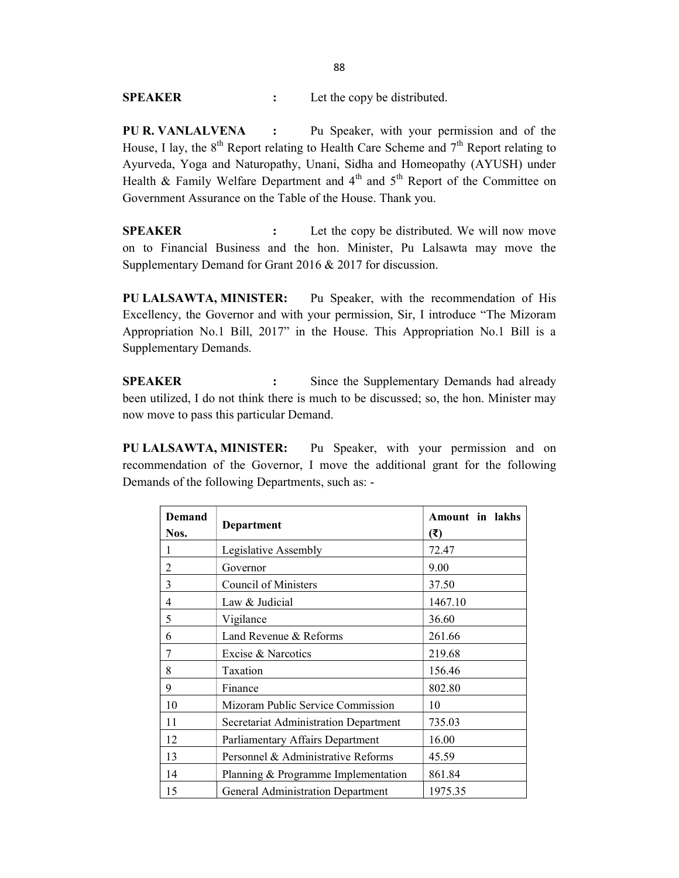**SPEAKER** : Let the copy be distributed.

**PU R. VANLALVENA** : Pu Speaker, with your permission and of the House, I lay, the 8th Report relating to Health Care Scheme and 7th Report relating to Ayurveda, Yoga and Naturopathy, Unani, Sidha and Homeopathy (AYUSH) under Health & Family Welfare Department and 4th and 5th Report of the Committee on Government Assurance on the Table of the House. Thank you.

**SPEAKER** : Let the copy be distributed. We will now move on to Financial Business and the hon. Minister, Pu Lalsawta may move the Supplementary Demand for Grant 2016 & 2017 for discussion.

**PU LALSAWTA, MINISTER:** Pu Speaker, with the recommendation of His Excellency, the Governor and with your permission, Sir, I introduce "The Mizoram Appropriation No.1 Bill, 2017" in the House. This Appropriation No.1 Bill is a Supplementary Demands.

**SPEAKER** : Since the Supplementary Demands had already been utilized, I do not think there is much to be discussed; so, the hon. Minister may now move to pass this particular Demand.

**PU LALSAWTA, MINISTER:** Pu Speaker, with your permission and on recommendation of the Governor, I move the additional grant for the following Demands of the following Departments, such as: -

| Demand Nos. | Department | Amount in lakhs (₹) |
|---|---|---|
| 1 | Legislative Assembly | 72.47 |
| 2 | Governor | 9.00 |
| 3 | Council of Ministers | 37.50 |
| 4 | Law & Judicial | 1467.10 |
| 5 | Vigilance | 36.60 |
| 6 | Land Revenue & Reforms | 261.66 |
| 7 | Excise & Narcotics | 219.68 |
| 8 | Taxation | 156.46 |
| 9 | Finance | 802.80 |
| 10 | Mizoram Public Service Commission | 10 |
| 11 | Secretariat Administration Department | 735.03 |
| 12 | Parliamentary Affairs Department | 16.00 |
| 13 | Personnel & Administrative Reforms | 45.59 |
| 14 | Planning & Programme Implementation | 861.84 |
| 15 | General Administration Department | 1975.35 |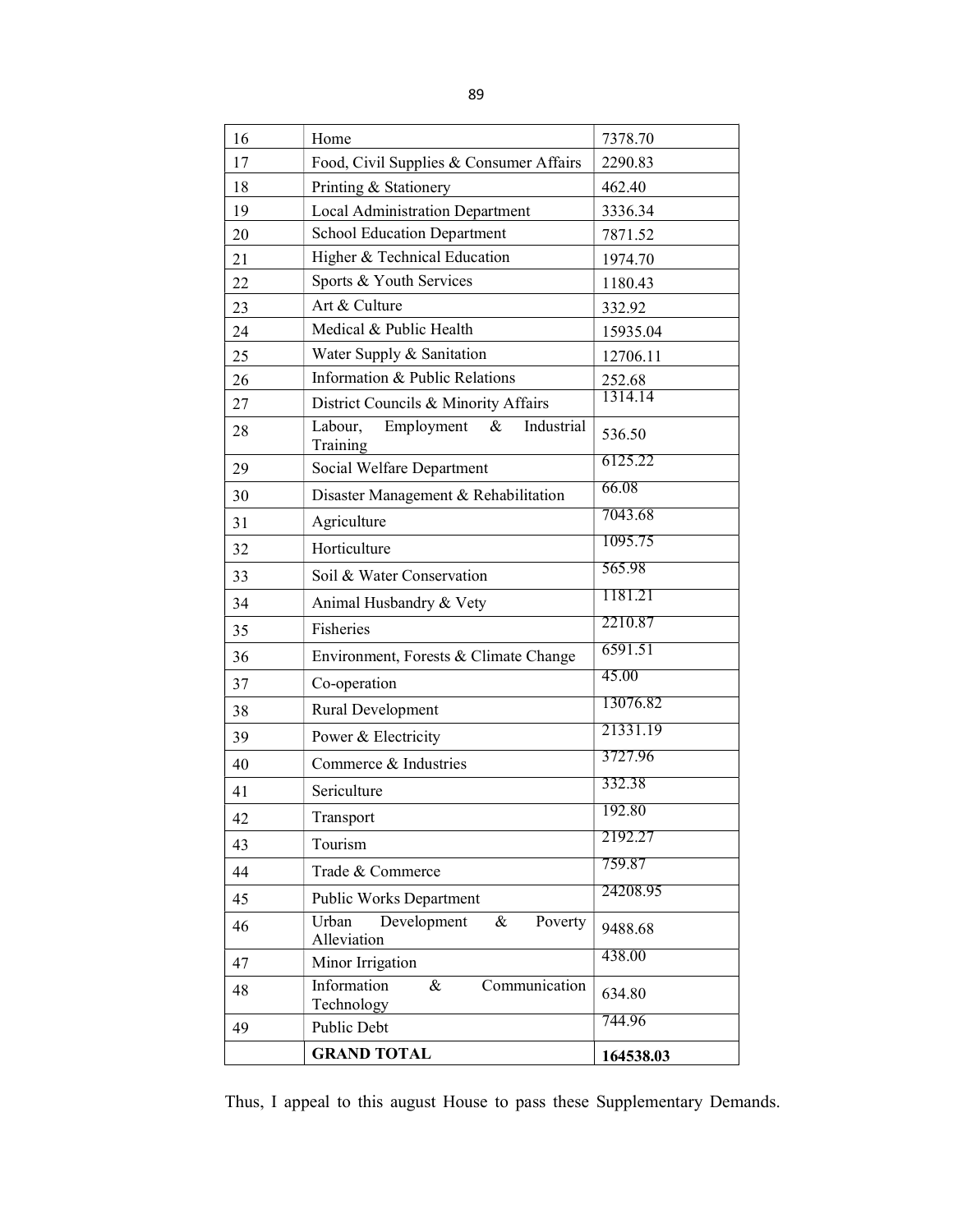| 16 | Home | 7378.70 |
|---|---|---|
| 17 | Food, Civil Supplies & Consumer Affairs | 2290.83 |
| 18 | Printing & Stationery | 462.40 |
| 19 | Local Administration Department | 3336.34 |
| 20 | School Education Department | 7871.52 |
| 21 | Higher & Technical Education | 1974.70 |
| 22 | Sports & Youth Services | 1180.43 |
| 23 | Art & Culture | 332.92 |
| 24 | Medical & Public Health | 15935.04 |
| 25 | Water Supply & Sanitation | 12706.11 |
| 26 | Information & Public Relations | 252.68 |
| 27 | District Councils & Minority Affairs | 1314.14 |
| 28 | Labour, Employment & Industrial Training | 536.50 |
| 29 | Social Welfare Department | 6125.22 |
| 30 | Disaster Management & Rehabilitation | 66.08 |
| 31 | Agriculture | 7043.68 |
| 32 | Horticulture | 1095.75 |
| 33 | Soil & Water Conservation | 565.98 |
| 34 | Animal Husbandry & Vety | 1181.21 |
| 35 | Fisheries | 2210.87 |
| 36 | Environment, Forests & Climate Change | 6591.51 |
| 37 | Co-operation | 45.00 |
| 38 | Rural Development | 13076.82 |
| 39 | Power & Electricity | 21331.19 |
| 40 | Commerce & Industries | 3727.96 |
| 41 | Sericulture | 332.38 |
| 42 | Transport | 192.80 |
| 43 | Tourism | 2192.27 |
| 44 | Trade & Commerce | 759.87 |
| 45 | Public Works Department | 24208.95 |
| 46 | Urban Development & Poverty Alleviation | 9488.68 |
| 47 | Minor Irrigation | 438.00 |
| 48 | Information & Communication Technology | 634.80 |
| 49 | Public Debt | 744.96 |
| | **GRAND TOTAL** | **164538.03** |

Thus, I appeal to this august House to pass these Supplementary Demands.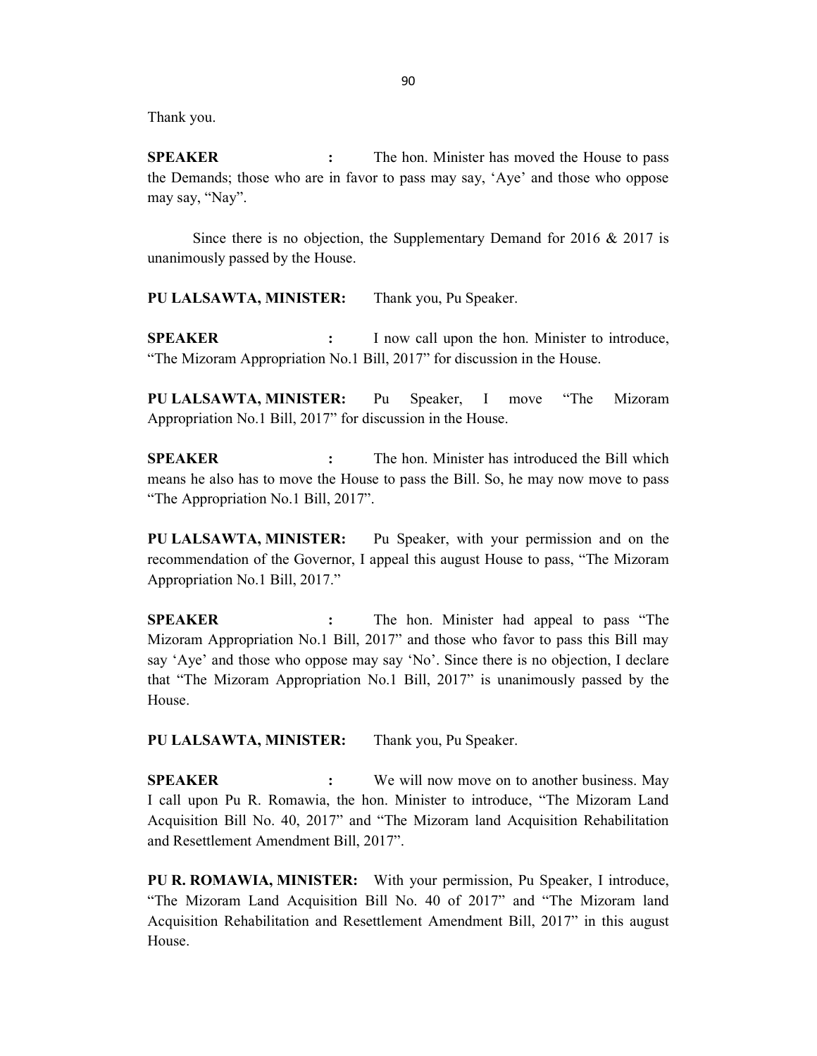Thank you.

**SPEAKER :** The hon. Minister has moved the House to pass the Demands; those who are in favor to pass may say, 'Aye' and those who oppose may say, "Nay".

Since there is no objection, the Supplementary Demand for 2016 & 2017 is unanimously passed by the House.

**PU LALSAWTA, MINISTER:** Thank you, Pu Speaker.

**SPEAKER :** I now call upon the hon. Minister to introduce, "The Mizoram Appropriation No.1 Bill, 2017" for discussion in the House.

**PU LALSAWTA, MINISTER:** Pu Speaker, I move "The Mizoram Appropriation No.1 Bill, 2017" for discussion in the House.

**SPEAKER :** The hon. Minister has introduced the Bill which means he also has to move the House to pass the Bill. So, he may now move to pass "The Appropriation No.1 Bill, 2017".

**PU LALSAWTA, MINISTER:** Pu Speaker, with your permission and on the recommendation of the Governor, I appeal this august House to pass, "The Mizoram Appropriation No.1 Bill, 2017."

**SPEAKER :** The hon. Minister had appeal to pass "The Mizoram Appropriation No.1 Bill, 2017" and those who favor to pass this Bill may say 'Aye' and those who oppose may say 'No'. Since there is no objection, I declare that "The Mizoram Appropriation No.1 Bill, 2017" is unanimously passed by the House.

**PU LALSAWTA, MINISTER:** Thank you, Pu Speaker.

**SPEAKER :** We will now move on to another business. May I call upon Pu R. Romawia, the hon. Minister to introduce, "The Mizoram Land Acquisition Bill No. 40, 2017" and "The Mizoram land Acquisition Rehabilitation and Resettlement Amendment Bill, 2017".

**PU R. ROMAWIA, MINISTER:** With your permission, Pu Speaker, I introduce, "The Mizoram Land Acquisition Bill No. 40 of 2017" and "The Mizoram land Acquisition Rehabilitation and Resettlement Amendment Bill, 2017" in this august House.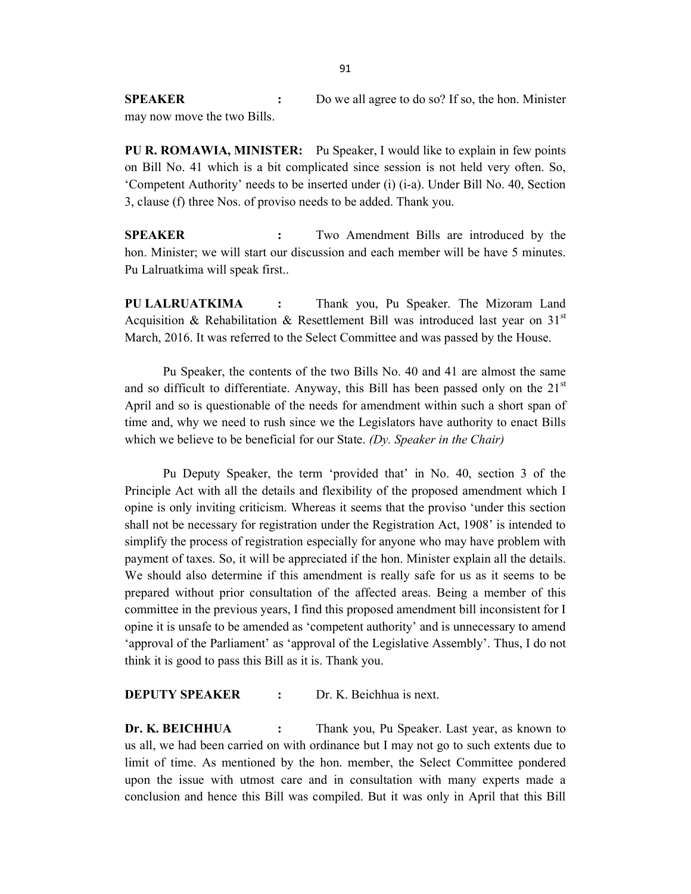**SPEAKER :** Do we all agree to do so? If so, the hon. Minister may now move the two Bills.

**PU R. ROMAWIA, MINISTER:** Pu Speaker, I would like to explain in few points on Bill No. 41 which is a bit complicated since session is not held very often. So, 'Competent Authority' needs to be inserted under (i) (i-a). Under Bill No. 40, Section 3, clause (f) three Nos. of proviso needs to be added. Thank you.

**SPEAKER :** Two Amendment Bills are introduced by the hon. Minister; we will start our discussion and each member will be have 5 minutes. Pu Lalruatkima will speak first..

**PU LALRUATKIMA :** Thank you, Pu Speaker. The Mizoram Land Acquisition & Rehabilitation & Resettlement Bill was introduced last year on 31st March, 2016. It was referred to the Select Committee and was passed by the House.

Pu Speaker, the contents of the two Bills No. 40 and 41 are almost the same and so difficult to differentiate. Anyway, this Bill has been passed only on the 21st April and so is questionable of the needs for amendment within such a short span of time and, why we need to rush since we the Legislators have authority to enact Bills which we believe to be beneficial for our State. *(Dy. Speaker in the Chair)*

Pu Deputy Speaker, the term 'provided that' in No. 40, section 3 of the Principle Act with all the details and flexibility of the proposed amendment which I opine is only inviting criticism. Whereas it seems that the proviso 'under this section shall not be necessary for registration under the Registration Act, 1908' is intended to simplify the process of registration especially for anyone who may have problem with payment of taxes. So, it will be appreciated if the hon. Minister explain all the details. We should also determine if this amendment is really safe for us as it seems to be prepared without prior consultation of the affected areas. Being a member of this committee in the previous years, I find this proposed amendment bill inconsistent for I opine it is unsafe to be amended as 'competent authority' and is unnecessary to amend 'approval of the Parliament' as 'approval of the Legislative Assembly'. Thus, I do not think it is good to pass this Bill as it is. Thank you.

**DEPUTY SPEAKER :** Dr. K. Beichhua is next.

**Dr. K. BEICHHUA :** Thank you, Pu Speaker. Last year, as known to us all, we had been carried on with ordinance but I may not go to such extents due to limit of time. As mentioned by the hon. member, the Select Committee pondered upon the issue with utmost care and in consultation with many experts made a conclusion and hence this Bill was compiled. But it was only in April that this Bill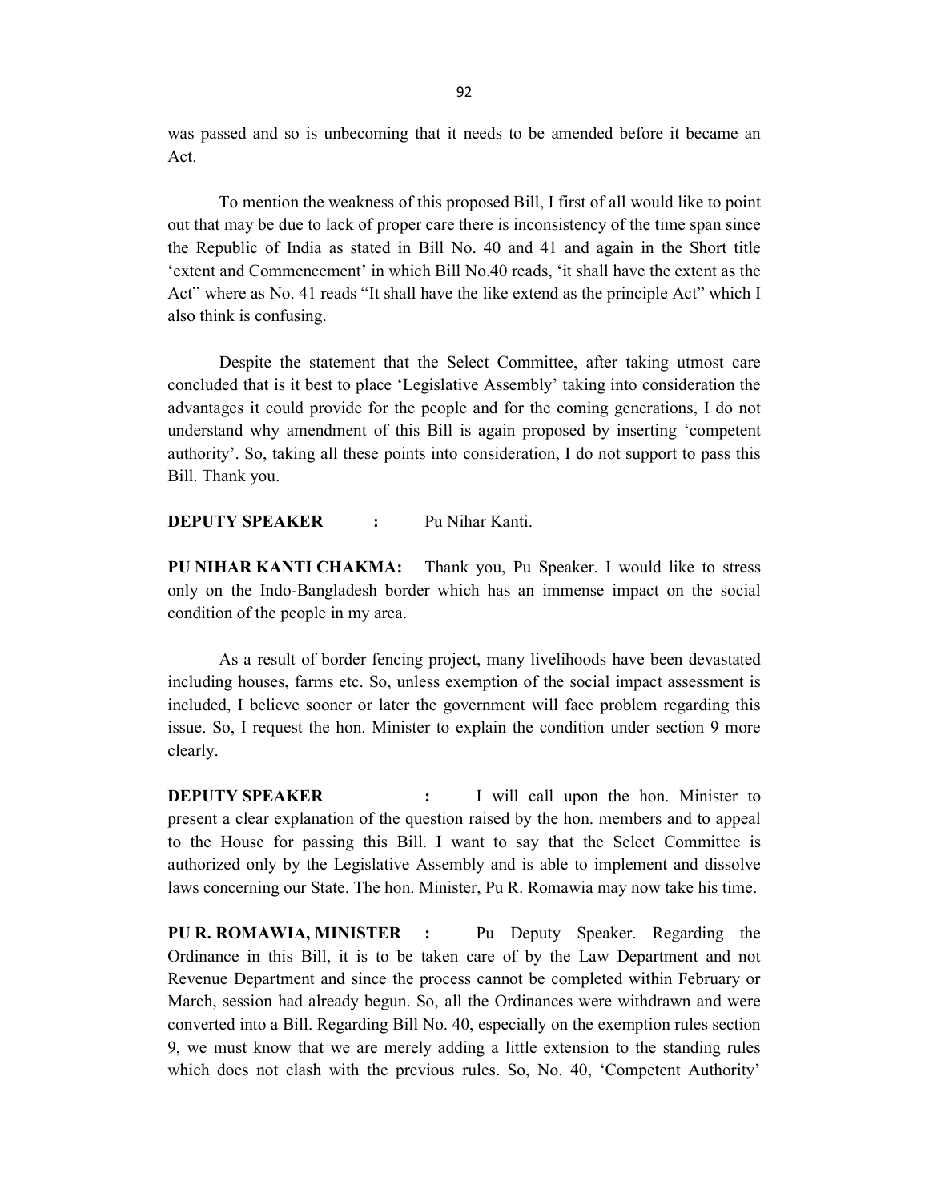was passed and so is unbecoming that it needs to be amended before it became an Act.

To mention the weakness of this proposed Bill, I first of all would like to point out that may be due to lack of proper care there is inconsistency of the time span since the Republic of India as stated in Bill No. 40 and 41 and again in the Short title 'extent and Commencement' in which Bill No.40 reads, 'it shall have the extent as the Act" where as No. 41 reads "It shall have the like extend as the principle Act" which I also think is confusing.

Despite the statement that the Select Committee, after taking utmost care concluded that is it best to place 'Legislative Assembly' taking into consideration the advantages it could provide for the people and for the coming generations, I do not understand why amendment of this Bill is again proposed by inserting 'competent authority'. So, taking all these points into consideration, I do not support to pass this Bill. Thank you.

**DEPUTY SPEAKER :** Pu Nihar Kanti.

**PU NIHAR KANTI CHAKMA:** Thank you, Pu Speaker. I would like to stress only on the Indo-Bangladesh border which has an immense impact on the social condition of the people in my area.

As a result of border fencing project, many livelihoods have been devastated including houses, farms etc. So, unless exemption of the social impact assessment is included, I believe sooner or later the government will face problem regarding this issue. So, I request the hon. Minister to explain the condition under section 9 more clearly.

**DEPUTY SPEAKER :** I will call upon the hon. Minister to present a clear explanation of the question raised by the hon. members and to appeal to the House for passing this Bill. I want to say that the Select Committee is authorized only by the Legislative Assembly and is able to implement and dissolve laws concerning our State. The hon. Minister, Pu R. Romawia may now take his time.

**PU R. ROMAWIA, MINISTER :** Pu Deputy Speaker. Regarding the Ordinance in this Bill, it is to be taken care of by the Law Department and not Revenue Department and since the process cannot be completed within February or March, session had already begun. So, all the Ordinances were withdrawn and were converted into a Bill. Regarding Bill No. 40, especially on the exemption rules section 9, we must know that we are merely adding a little extension to the standing rules which does not clash with the previous rules. So, No. 40, 'Competent Authority'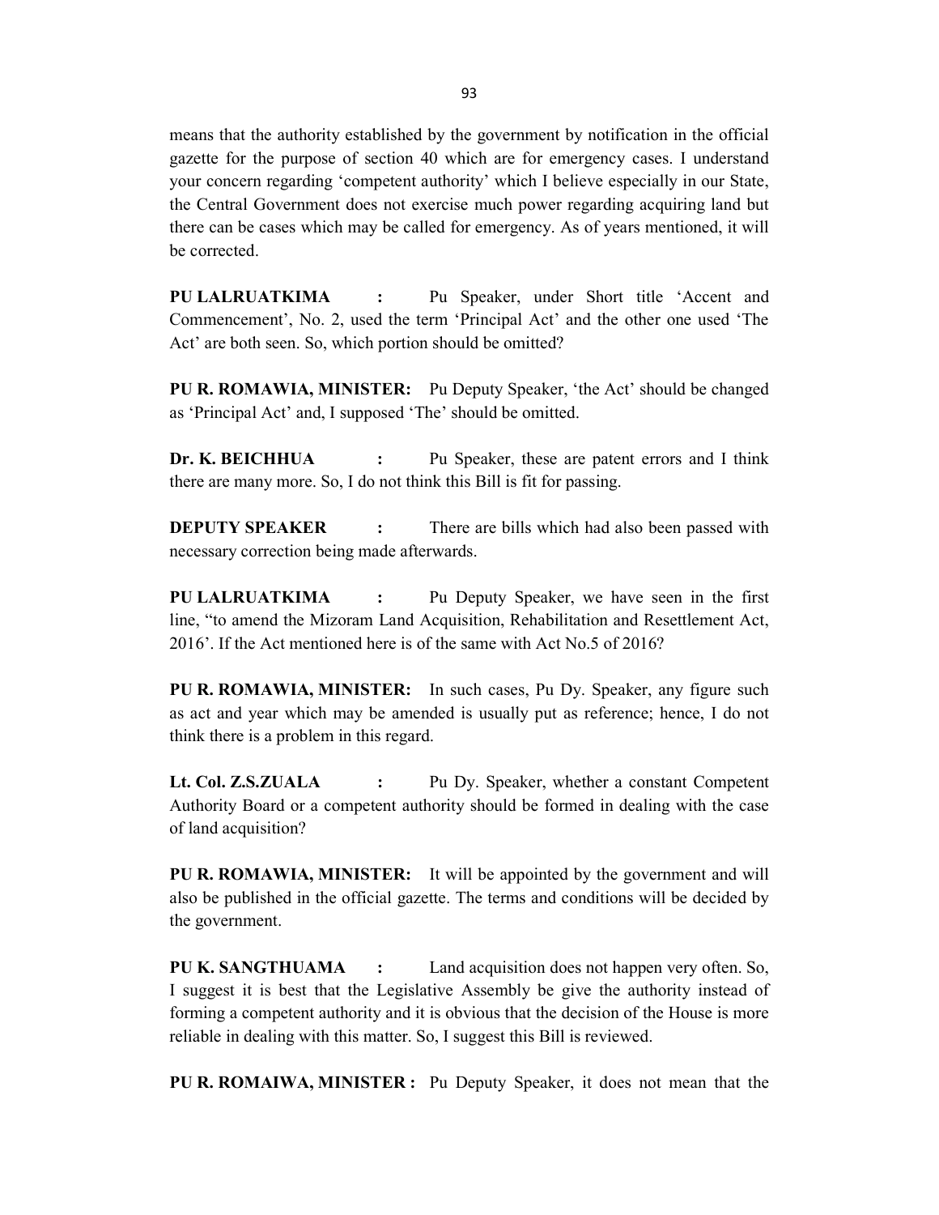means that the authority established by the government by notification in the official gazette for the purpose of section 40 which are for emergency cases. I understand your concern regarding 'competent authority' which I believe especially in our State, the Central Government does not exercise much power regarding acquiring land but there can be cases which may be called for emergency. As of years mentioned, it will be corrected.

**PU LALRUATKIMA :** Pu Speaker, under Short title 'Accent and Commencement', No. 2, used the term 'Principal Act' and the other one used 'The Act' are both seen. So, which portion should be omitted?

**PU R. ROMAWIA, MINISTER:** Pu Deputy Speaker, 'the Act' should be changed as 'Principal Act' and, I supposed 'The' should be omitted.

**Dr. K. BEICHHUA :** Pu Speaker, these are patent errors and I think there are many more. So, I do not think this Bill is fit for passing.

**DEPUTY SPEAKER :** There are bills which had also been passed with necessary correction being made afterwards.

**PU LALRUATKIMA :** Pu Deputy Speaker, we have seen in the first line, "to amend the Mizoram Land Acquisition, Rehabilitation and Resettlement Act, 2016'. If the Act mentioned here is of the same with Act No.5 of 2016?

**PU R. ROMAWIA, MINISTER:** In such cases, Pu Dy. Speaker, any figure such as act and year which may be amended is usually put as reference; hence, I do not think there is a problem in this regard.

**Lt. Col. Z.S.ZUALA :** Pu Dy. Speaker, whether a constant Competent Authority Board or a competent authority should be formed in dealing with the case of land acquisition?

**PU R. ROMAWIA, MINISTER:** It will be appointed by the government and will also be published in the official gazette. The terms and conditions will be decided by the government.

**PU K. SANGTHUAMA :** Land acquisition does not happen very often. So, I suggest it is best that the Legislative Assembly be give the authority instead of forming a competent authority and it is obvious that the decision of the House is more reliable in dealing with this matter. So, I suggest this Bill is reviewed.

**PU R. ROMAIWA, MINISTER :** Pu Deputy Speaker, it does not mean that the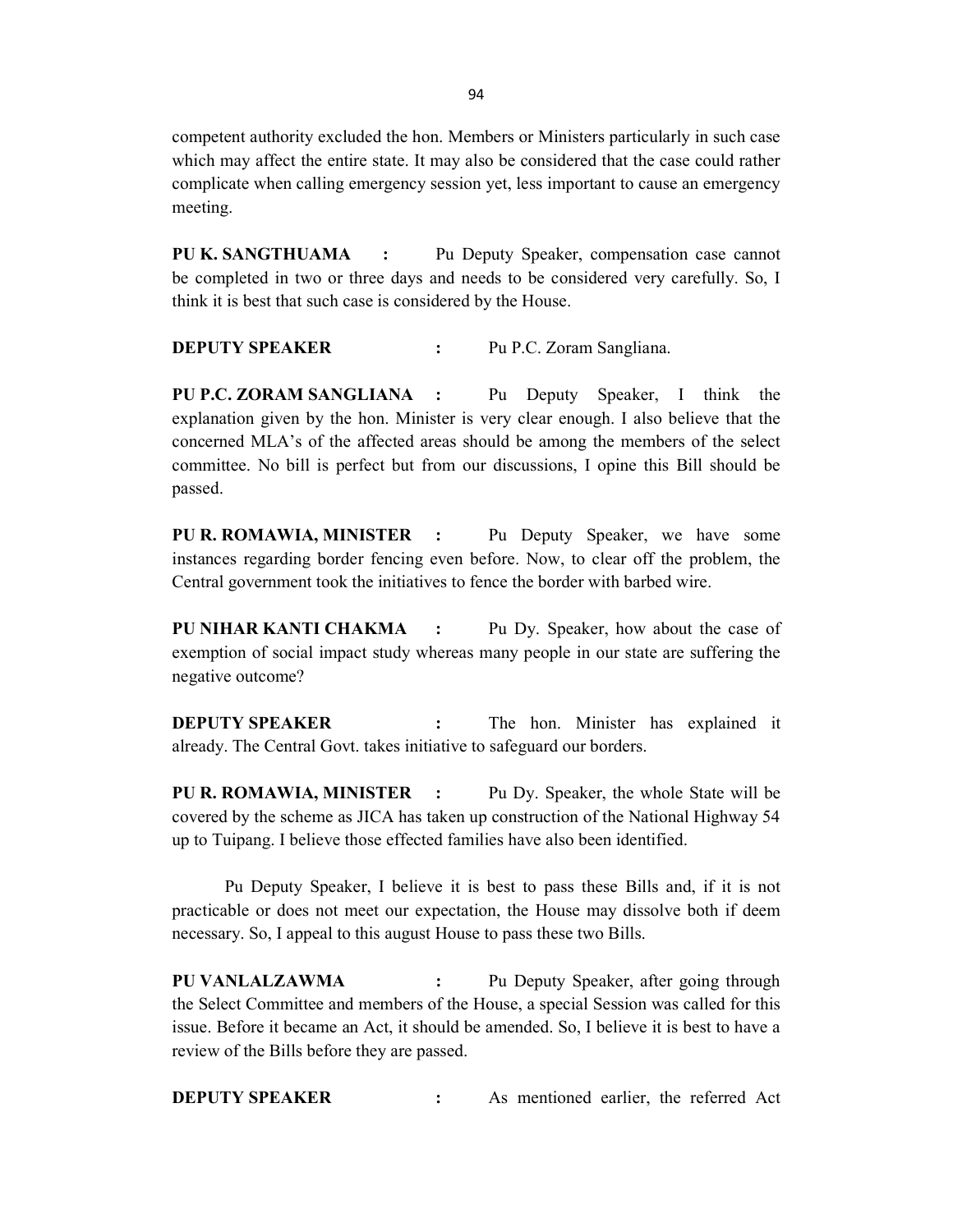competent authority excluded the hon. Members or Ministers particularly in such case which may affect the entire state. It may also be considered that the case could rather complicate when calling emergency session yet, less important to cause an emergency meeting.

**PU K. SANGTHUAMA :** Pu Deputy Speaker, compensation case cannot be completed in two or three days and needs to be considered very carefully. So, I think it is best that such case is considered by the House.

**DEPUTY SPEAKER :** Pu P.C. Zoram Sangliana.

**PU P.C. ZORAM SANGLIANA :** Pu Deputy Speaker, I think the explanation given by the hon. Minister is very clear enough. I also believe that the concerned MLA's of the affected areas should be among the members of the select committee. No bill is perfect but from our discussions, I opine this Bill should be passed.

**PU R. ROMAWIA, MINISTER :** Pu Deputy Speaker, we have some instances regarding border fencing even before. Now, to clear off the problem, the Central government took the initiatives to fence the border with barbed wire.

**PU NIHAR KANTI CHAKMA :** Pu Dy. Speaker, how about the case of exemption of social impact study whereas many people in our state are suffering the negative outcome?

**DEPUTY SPEAKER :** The hon. Minister has explained it already. The Central Govt. takes initiative to safeguard our borders.

**PU R. ROMAWIA, MINISTER :** Pu Dy. Speaker, the whole State will be covered by the scheme as JICA has taken up construction of the National Highway 54 up to Tuipang. I believe those effected families have also been identified.

Pu Deputy Speaker, I believe it is best to pass these Bills and, if it is not practicable or does not meet our expectation, the House may dissolve both if deem necessary. So, I appeal to this august House to pass these two Bills.

**PU VANLALZAWMA :** Pu Deputy Speaker, after going through the Select Committee and members of the House, a special Session was called for this issue. Before it became an Act, it should be amended. So, I believe it is best to have a review of the Bills before they are passed.

**DEPUTY SPEAKER :** As mentioned earlier, the referred Act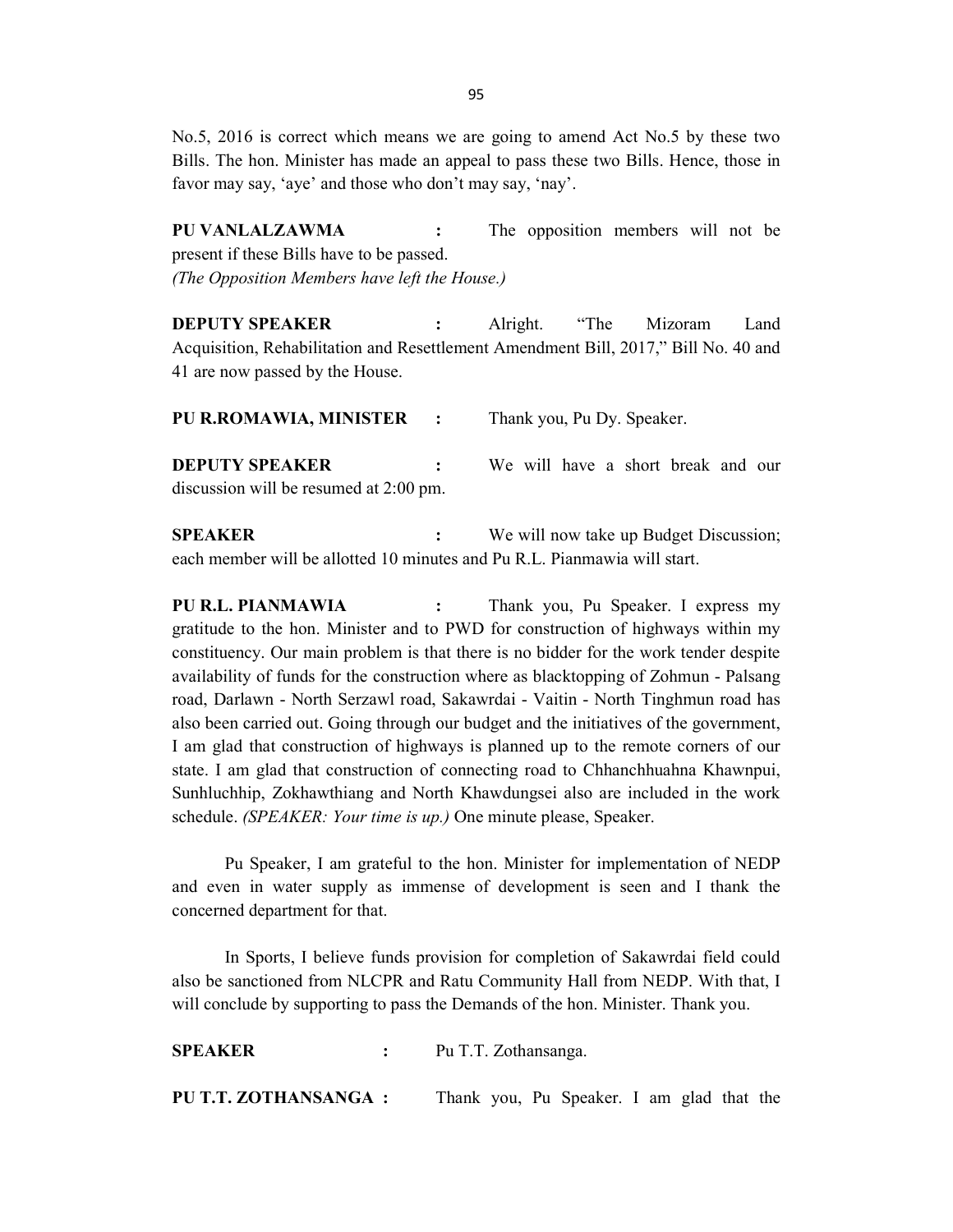No.5, 2016 is correct which means we are going to amend Act No.5 by these two Bills. The hon. Minister has made an appeal to pass these two Bills. Hence, those in favor may say, 'aye' and those who don't may say, 'nay'.

**PU VANLALZAWMA :** The opposition members will not be present if these Bills have to be passed.
*(The Opposition Members have left the House.)*

**DEPUTY SPEAKER :** Alright. "The Mizoram Land Acquisition, Rehabilitation and Resettlement Amendment Bill, 2017," Bill No. 40 and 41 are now passed by the House.

**PU R.ROMAWIA, MINISTER :** Thank you, Pu Dy. Speaker.

**DEPUTY SPEAKER :** We will have a short break and our discussion will be resumed at 2:00 pm.

**SPEAKER :** We will now take up Budget Discussion; each member will be allotted 10 minutes and Pu R.L. Pianmawia will start.

**PU R.L. PIANMAWIA :** Thank you, Pu Speaker. I express my gratitude to the hon. Minister and to PWD for construction of highways within my constituency. Our main problem is that there is no bidder for the work tender despite availability of funds for the construction where as blacktopping of Zohmun - Palsang road, Darlawn - North Serzawl road, Sakawrdai - Vaitin - North Tinghmun road has also been carried out. Going through our budget and the initiatives of the government, I am glad that construction of highways is planned up to the remote corners of our state. I am glad that construction of connecting road to Chhanchhuahna Khawnpui, Sunhluchhip, Zokhawthiang and North Khawdungsei also are included in the work schedule. *(SPEAKER: Your time is up.)* One minute please, Speaker.

Pu Speaker, I am grateful to the hon. Minister for implementation of NEDP and even in water supply as immense of development is seen and I thank the concerned department for that.

In Sports, I believe funds provision for completion of Sakawrdai field could also be sanctioned from NLCPR and Ratu Community Hall from NEDP. With that, I will conclude by supporting to pass the Demands of the hon. Minister. Thank you.

**SPEAKER :** Pu T.T. Zothansanga.

**PU T.T. ZOTHANSANGA :** Thank you, Pu Speaker. I am glad that the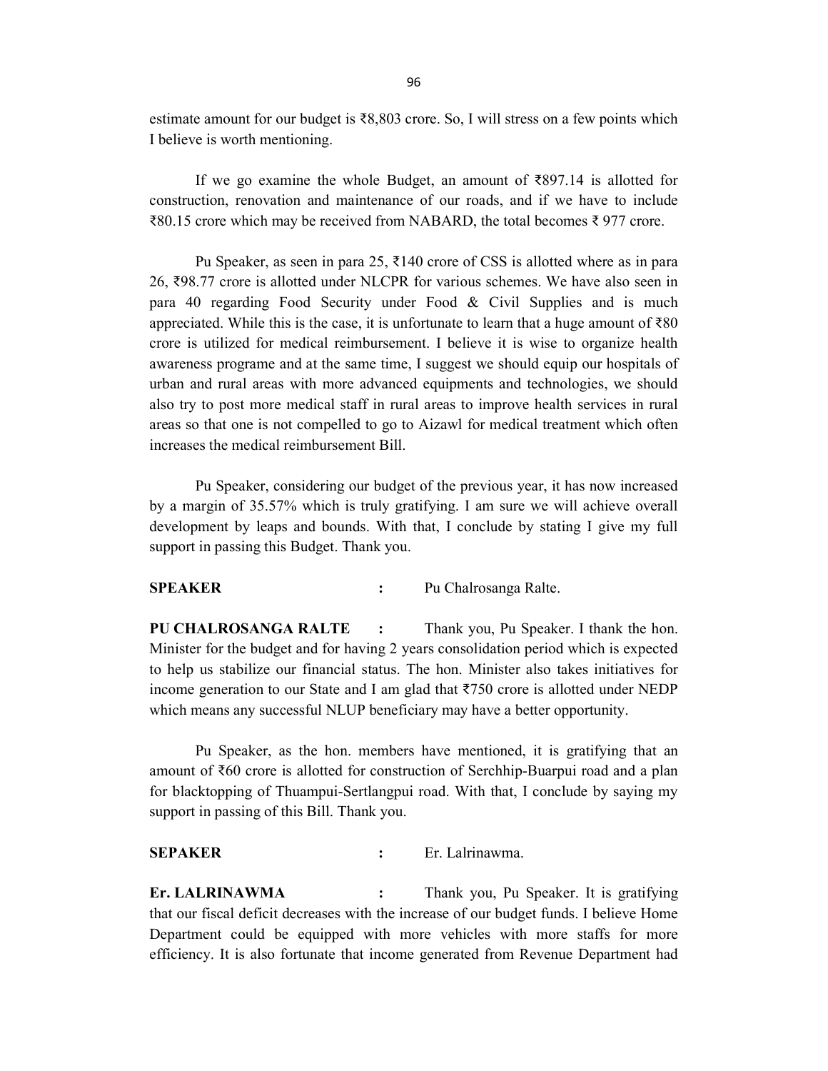estimate amount for our budget is ₹8,803 crore. So, I will stress on a few points which I believe is worth mentioning.

If we go examine the whole Budget, an amount of ₹897.14 is allotted for construction, renovation and maintenance of our roads, and if we have to include ₹80.15 crore which may be received from NABARD, the total becomes ₹ 977 crore.

Pu Speaker, as seen in para 25, ₹140 crore of CSS is allotted where as in para 26, ₹98.77 crore is allotted under NLCPR for various schemes. We have also seen in para 40 regarding Food Security under Food & Civil Supplies and is much appreciated. While this is the case, it is unfortunate to learn that a huge amount of ₹80 crore is utilized for medical reimbursement. I believe it is wise to organize health awareness programe and at the same time, I suggest we should equip our hospitals of urban and rural areas with more advanced equipments and technologies, we should also try to post more medical staff in rural areas to improve health services in rural areas so that one is not compelled to go to Aizawl for medical treatment which often increases the medical reimbursement Bill.

Pu Speaker, considering our budget of the previous year, it has now increased by a margin of 35.57% which is truly gratifying. I am sure we will achieve overall development by leaps and bounds. With that, I conclude by stating I give my full support in passing this Budget. Thank you.

**SPEAKER** : Pu Chalrosanga Ralte.

**PU CHALROSANGA RALTE** : Thank you, Pu Speaker. I thank the hon. Minister for the budget and for having 2 years consolidation period which is expected to help us stabilize our financial status. The hon. Minister also takes initiatives for income generation to our State and I am glad that ₹750 crore is allotted under NEDP which means any successful NLUP beneficiary may have a better opportunity.

Pu Speaker, as the hon. members have mentioned, it is gratifying that an amount of ₹60 crore is allotted for construction of Serchhip-Buarpui road and a plan for blacktopping of Thuampui-Sertlangpui road. With that, I conclude by saying my support in passing of this Bill. Thank you.

**SEPAKER** : Er. Lalrinawma.

**Er. LALRINAWMA** : Thank you, Pu Speaker. It is gratifying that our fiscal deficit decreases with the increase of our budget funds. I believe Home Department could be equipped with more vehicles with more staffs for more efficiency. It is also fortunate that income generated from Revenue Department had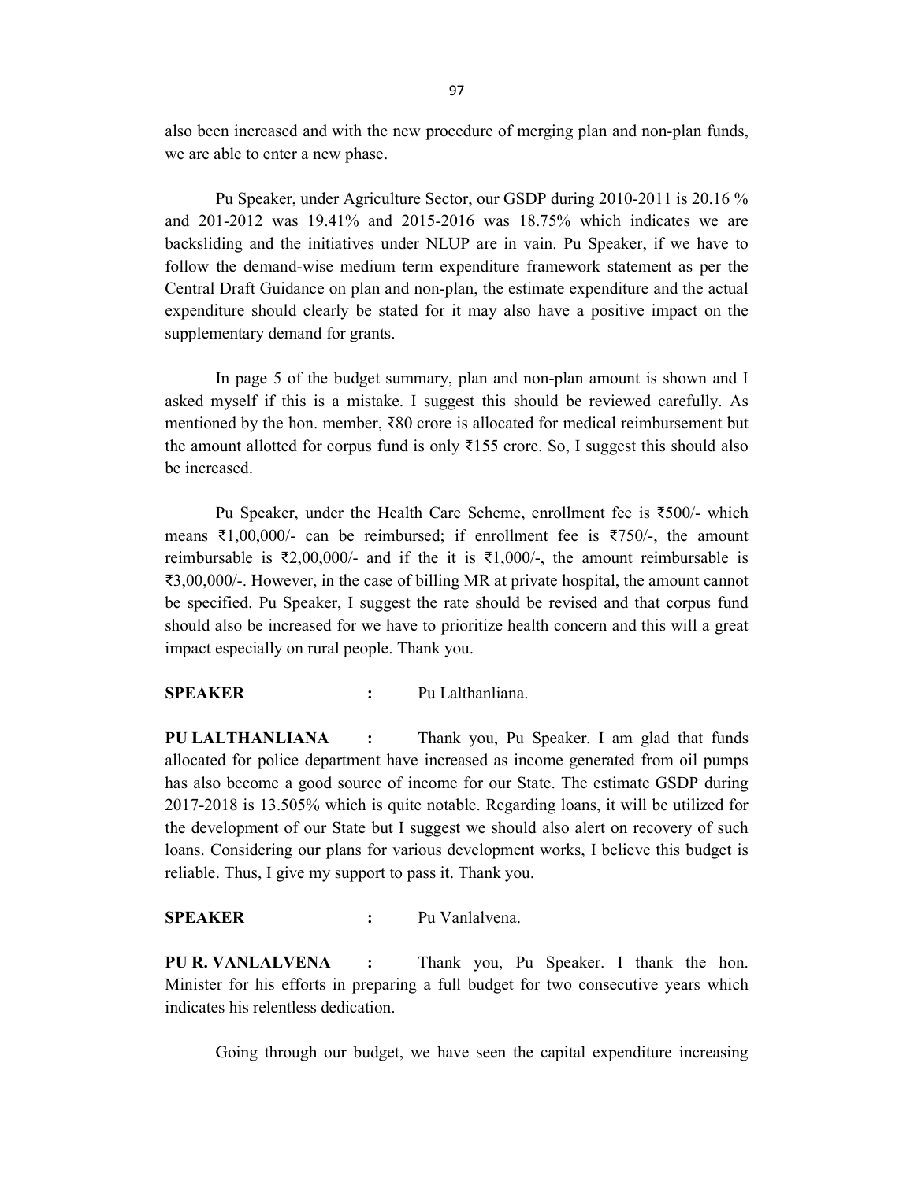also been increased and with the new procedure of merging plan and non-plan funds, we are able to enter a new phase.

Pu Speaker, under Agriculture Sector, our GSDP during 2010-2011 is 20.16 % and 201-2012 was 19.41% and 2015-2016 was 18.75% which indicates we are backsliding and the initiatives under NLUP are in vain. Pu Speaker, if we have to follow the demand-wise medium term expenditure framework statement as per the Central Draft Guidance on plan and non-plan, the estimate expenditure and the actual expenditure should clearly be stated for it may also have a positive impact on the supplementary demand for grants.

In page 5 of the budget summary, plan and non-plan amount is shown and I asked myself if this is a mistake. I suggest this should be reviewed carefully. As mentioned by the hon. member, ₹80 crore is allocated for medical reimbursement but the amount allotted for corpus fund is only ₹155 crore. So, I suggest this should also be increased.

Pu Speaker, under the Health Care Scheme, enrollment fee is ₹500/- which means ₹1,00,000/- can be reimbursed; if enrollment fee is ₹750/-, the amount reimbursable is ₹2,00,000/- and if the it is ₹1,000/-, the amount reimbursable is ₹3,00,000/-. However, in the case of billing MR at private hospital, the amount cannot be specified. Pu Speaker, I suggest the rate should be revised and that corpus fund should also be increased for we have to prioritize health concern and this will a great impact especially on rural people. Thank you.

**SPEAKER** : Pu Lalthanliana.

**PU LALTHANLIANA** : Thank you, Pu Speaker. I am glad that funds allocated for police department have increased as income generated from oil pumps has also become a good source of income for our State. The estimate GSDP during 2017-2018 is 13.505% which is quite notable. Regarding loans, it will be utilized for the development of our State but I suggest we should also alert on recovery of such loans. Considering our plans for various development works, I believe this budget is reliable. Thus, I give my support to pass it. Thank you.

**SPEAKER** : Pu Vanlalvena.

**PU R. VANLALVENA** : Thank you, Pu Speaker. I thank the hon. Minister for his efforts in preparing a full budget for two consecutive years which indicates his relentless dedication.

Going through our budget, we have seen the capital expenditure increasing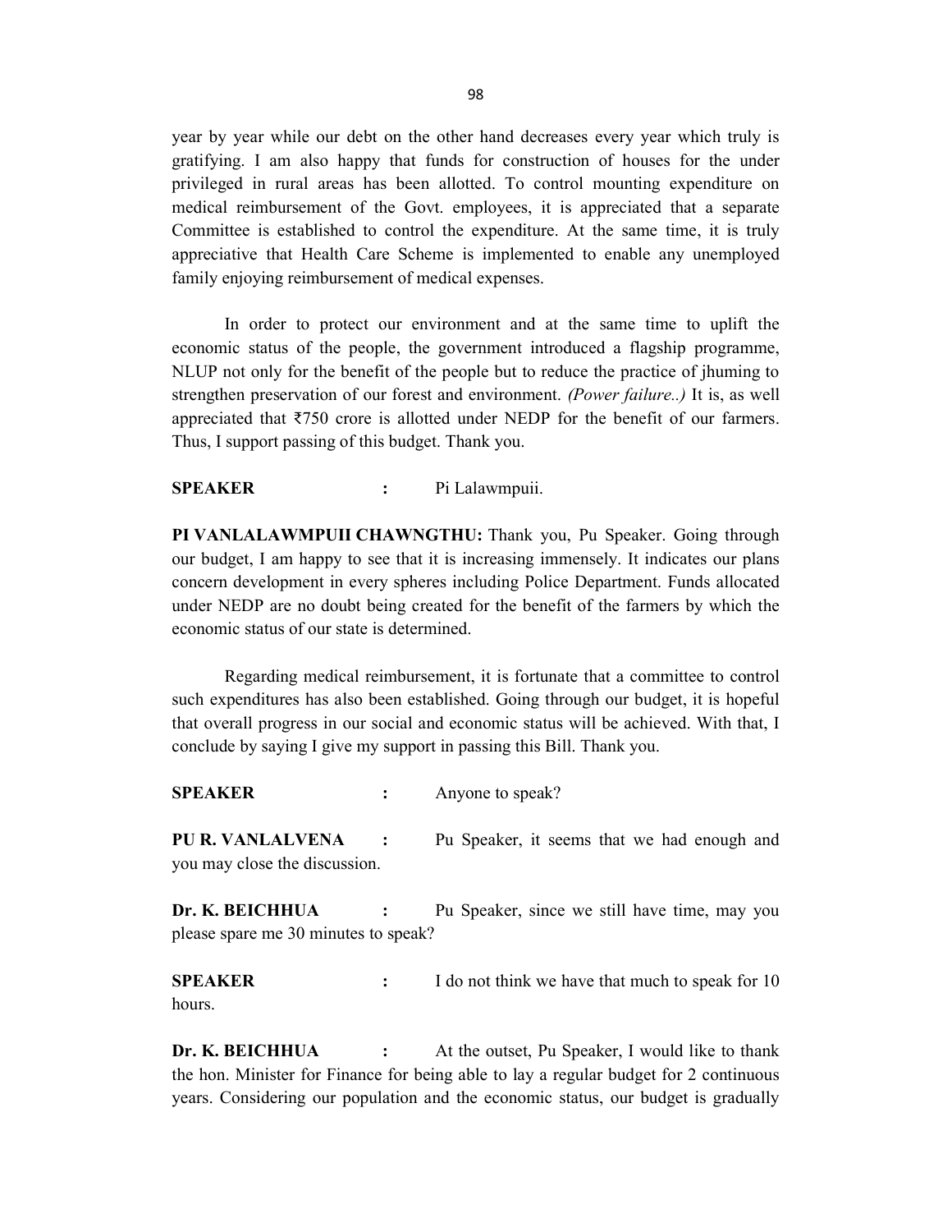year by year while our debt on the other hand decreases every year which truly is gratifying. I am also happy that funds for construction of houses for the under privileged in rural areas has been allotted. To control mounting expenditure on medical reimbursement of the Govt. employees, it is appreciated that a separate Committee is established to control the expenditure. At the same time, it is truly appreciative that Health Care Scheme is implemented to enable any unemployed family enjoying reimbursement of medical expenses.

In order to protect our environment and at the same time to uplift the economic status of the people, the government introduced a flagship programme, NLUP not only for the benefit of the people but to reduce the practice of jhuming to strengthen preservation of our forest and environment. *(Power failure..)* It is, as well appreciated that ₹750 crore is allotted under NEDP for the benefit of our farmers. Thus, I support passing of this budget. Thank you.

**SPEAKER** : Pi Lalawmpuii.

**PI VANLALAWMPUII CHAWNGTHU:** Thank you, Pu Speaker. Going through our budget, I am happy to see that it is increasing immensely. It indicates our plans concern development in every spheres including Police Department. Funds allocated under NEDP are no doubt being created for the benefit of the farmers by which the economic status of our state is determined.

Regarding medical reimbursement, it is fortunate that a committee to control such expenditures has also been established. Going through our budget, it is hopeful that overall progress in our social and economic status will be achieved. With that, I conclude by saying I give my support in passing this Bill. Thank you.

**SPEAKER** : Anyone to speak?

**PU R. VANLALVENA** : Pu Speaker, it seems that we had enough and you may close the discussion.

**Dr. K. BEICHHUA** : Pu Speaker, since we still have time, may you please spare me 30 minutes to speak?

**SPEAKER** : I do not think we have that much to speak for 10 hours.

**Dr. K. BEICHHUA** : At the outset, Pu Speaker, I would like to thank the hon. Minister for Finance for being able to lay a regular budget for 2 continuous years. Considering our population and the economic status, our budget is gradually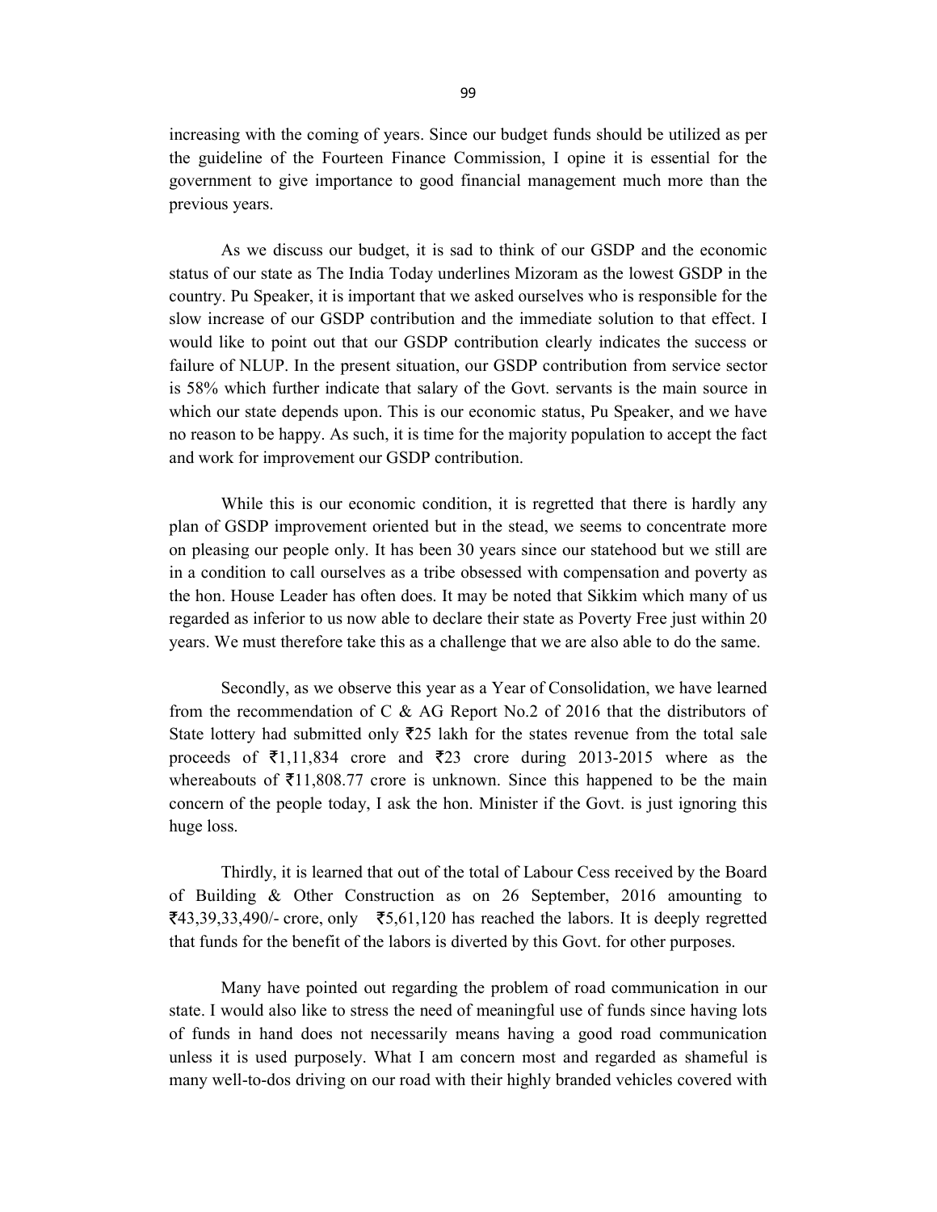increasing with the coming of years. Since our budget funds should be utilized as per the guideline of the Fourteen Finance Commission, I opine it is essential for the government to give importance to good financial management much more than the previous years.

As we discuss our budget, it is sad to think of our GSDP and the economic status of our state as The India Today underlines Mizoram as the lowest GSDP in the country. Pu Speaker, it is important that we asked ourselves who is responsible for the slow increase of our GSDP contribution and the immediate solution to that effect. I would like to point out that our GSDP contribution clearly indicates the success or failure of NLUP. In the present situation, our GSDP contribution from service sector is 58% which further indicate that salary of the Govt. servants is the main source in which our state depends upon. This is our economic status, Pu Speaker, and we have no reason to be happy. As such, it is time for the majority population to accept the fact and work for improvement our GSDP contribution.

While this is our economic condition, it is regretted that there is hardly any plan of GSDP improvement oriented but in the stead, we seems to concentrate more on pleasing our people only. It has been 30 years since our statehood but we still are in a condition to call ourselves as a tribe obsessed with compensation and poverty as the hon. House Leader has often does. It may be noted that Sikkim which many of us regarded as inferior to us now able to declare their state as Poverty Free just within 20 years. We must therefore take this as a challenge that we are also able to do the same.

Secondly, as we observe this year as a Year of Consolidation, we have learned from the recommendation of C & AG Report No.2 of 2016 that the distributors of State lottery had submitted only ₹25 lakh for the states revenue from the total sale proceeds of ₹1,11,834 crore and ₹23 crore during 2013-2015 where as the whereabouts of ₹11,808.77 crore is unknown. Since this happened to be the main concern of the people today, I ask the hon. Minister if the Govt. is just ignoring this huge loss.

Thirdly, it is learned that out of the total of Labour Cess received by the Board of Building & Other Construction as on 26 September, 2016 amounting to ₹43,39,33,490/- crore, only ₹5,61,120 has reached the labors. It is deeply regretted that funds for the benefit of the labors is diverted by this Govt. for other purposes.

Many have pointed out regarding the problem of road communication in our state. I would also like to stress the need of meaningful use of funds since having lots of funds in hand does not necessarily means having a good road communication unless it is used purposely. What I am concern most and regarded as shameful is many well-to-dos driving on our road with their highly branded vehicles covered with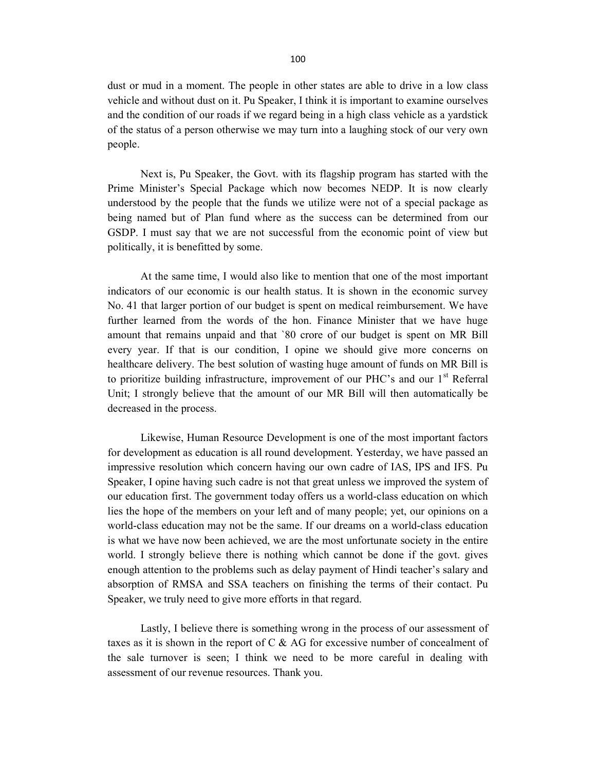dust or mud in a moment. The people in other states are able to drive in a low class vehicle and without dust on it. Pu Speaker, I think it is important to examine ourselves and the condition of our roads if we regard being in a high class vehicle as a yardstick of the status of a person otherwise we may turn into a laughing stock of our very own people.

Next is, Pu Speaker, the Govt. with its flagship program has started with the Prime Minister's Special Package which now becomes NEDP. It is now clearly understood by the people that the funds we utilize were not of a special package as being named but of Plan fund where as the success can be determined from our GSDP. I must say that we are not successful from the economic point of view but politically, it is benefitted by some.

At the same time, I would also like to mention that one of the most important indicators of our economic is our health status. It is shown in the economic survey No. 41 that larger portion of our budget is spent on medical reimbursement. We have further learned from the words of the hon. Finance Minister that we have huge amount that remains unpaid and that `80 crore of our budget is spent on MR Bill every year. If that is our condition, I opine we should give more concerns on healthcare delivery. The best solution of wasting huge amount of funds on MR Bill is to prioritize building infrastructure, improvement of our PHC's and our 1st Referral Unit; I strongly believe that the amount of our MR Bill will then automatically be decreased in the process.

Likewise, Human Resource Development is one of the most important factors for development as education is all round development. Yesterday, we have passed an impressive resolution which concern having our own cadre of IAS, IPS and IFS. Pu Speaker, I opine having such cadre is not that great unless we improved the system of our education first. The government today offers us a world-class education on which lies the hope of the members on your left and of many people; yet, our opinions on a world-class education may not be the same. If our dreams on a world-class education is what we have now been achieved, we are the most unfortunate society in the entire world. I strongly believe there is nothing which cannot be done if the govt. gives enough attention to the problems such as delay payment of Hindi teacher's salary and absorption of RMSA and SSA teachers on finishing the terms of their contact. Pu Speaker, we truly need to give more efforts in that regard.

Lastly, I believe there is something wrong in the process of our assessment of taxes as it is shown in the report of C & AG for excessive number of concealment of the sale turnover is seen; I think we need to be more careful in dealing with assessment of our revenue resources. Thank you.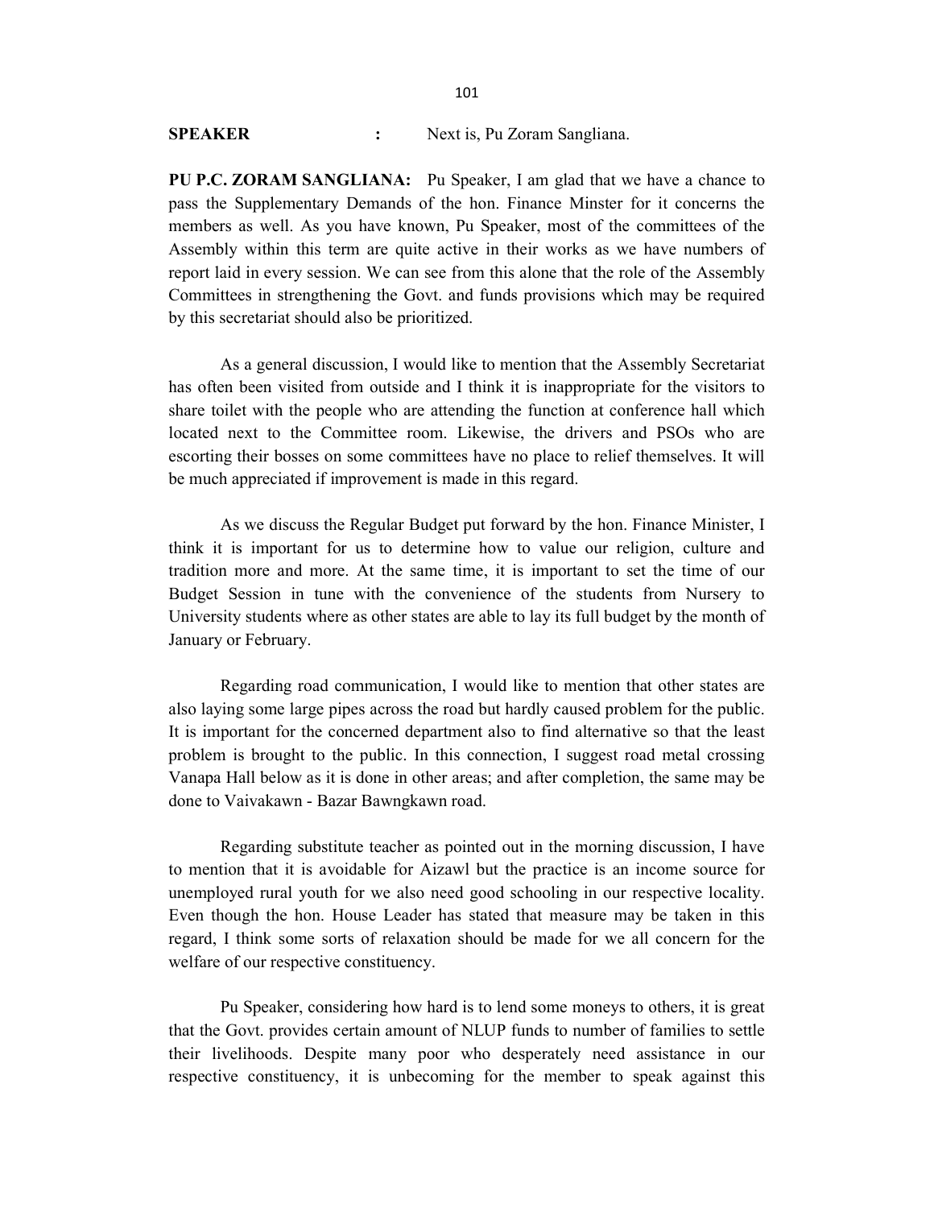**SPEAKER** : Next is, Pu Zoram Sangliana.

**PU P.C. ZORAM SANGLIANA:** Pu Speaker, I am glad that we have a chance to pass the Supplementary Demands of the hon. Finance Minster for it concerns the members as well. As you have known, Pu Speaker, most of the committees of the Assembly within this term are quite active in their works as we have numbers of report laid in every session. We can see from this alone that the role of the Assembly Committees in strengthening the Govt. and funds provisions which may be required by this secretariat should also be prioritized.

As a general discussion, I would like to mention that the Assembly Secretariat has often been visited from outside and I think it is inappropriate for the visitors to share toilet with the people who are attending the function at conference hall which located next to the Committee room. Likewise, the drivers and PSOs who are escorting their bosses on some committees have no place to relief themselves. It will be much appreciated if improvement is made in this regard.

As we discuss the Regular Budget put forward by the hon. Finance Minister, I think it is important for us to determine how to value our religion, culture and tradition more and more. At the same time, it is important to set the time of our Budget Session in tune with the convenience of the students from Nursery to University students where as other states are able to lay its full budget by the month of January or February.

Regarding road communication, I would like to mention that other states are also laying some large pipes across the road but hardly caused problem for the public. It is important for the concerned department also to find alternative so that the least problem is brought to the public. In this connection, I suggest road metal crossing Vanapa Hall below as it is done in other areas; and after completion, the same may be done to Vaivakawn - Bazar Bawngkawn road.

Regarding substitute teacher as pointed out in the morning discussion, I have to mention that it is avoidable for Aizawl but the practice is an income source for unemployed rural youth for we also need good schooling in our respective locality. Even though the hon. House Leader has stated that measure may be taken in this regard, I think some sorts of relaxation should be made for we all concern for the welfare of our respective constituency.

Pu Speaker, considering how hard is to lend some moneys to others, it is great that the Govt. provides certain amount of NLUP funds to number of families to settle their livelihoods. Despite many poor who desperately need assistance in our respective constituency, it is unbecoming for the member to speak against this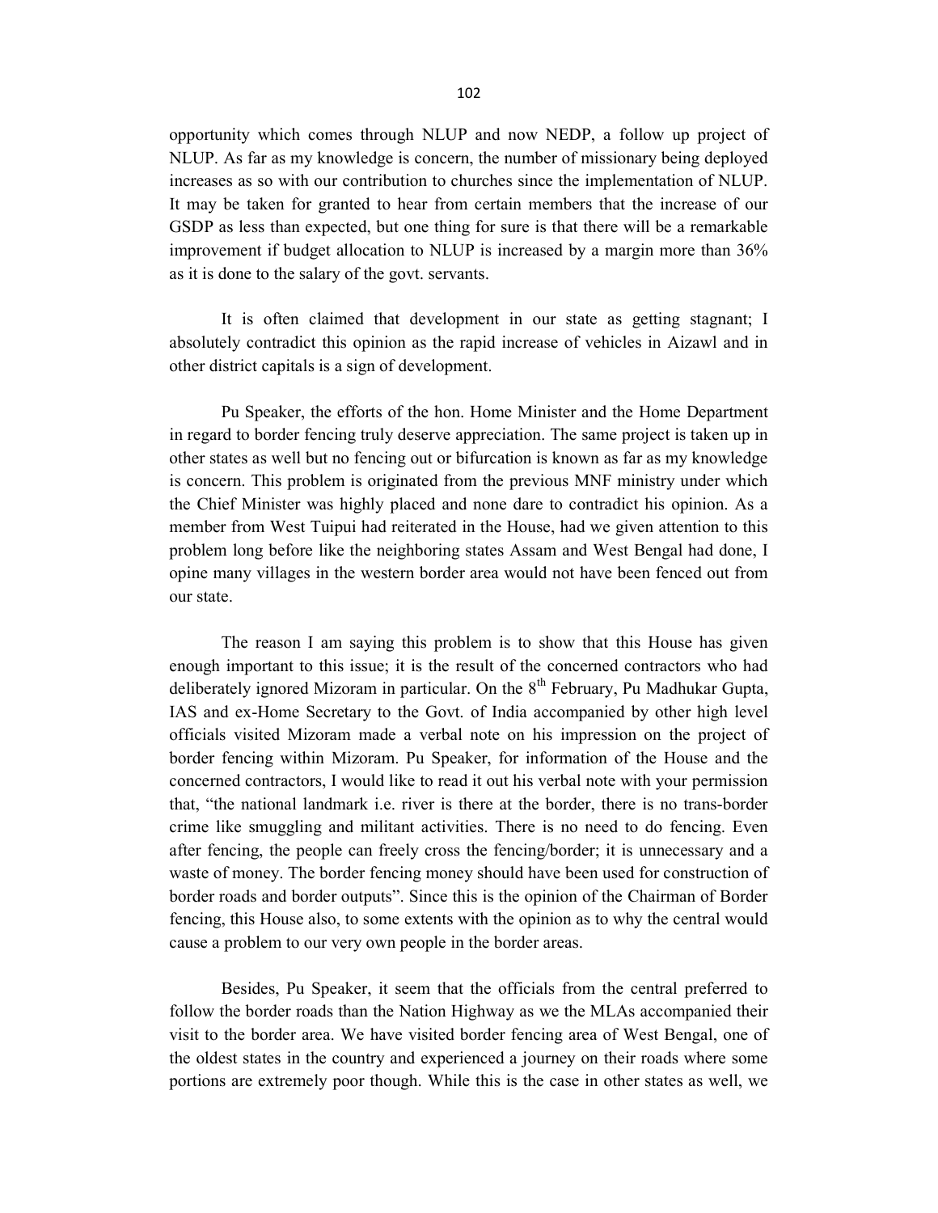opportunity which comes through NLUP and now NEDP, a follow up project of NLUP. As far as my knowledge is concern, the number of missionary being deployed increases as so with our contribution to churches since the implementation of NLUP. It may be taken for granted to hear from certain members that the increase of our GSDP as less than expected, but one thing for sure is that there will be a remarkable improvement if budget allocation to NLUP is increased by a margin more than 36% as it is done to the salary of the govt. servants.

It is often claimed that development in our state as getting stagnant; I absolutely contradict this opinion as the rapid increase of vehicles in Aizawl and in other district capitals is a sign of development.

Pu Speaker, the efforts of the hon. Home Minister and the Home Department in regard to border fencing truly deserve appreciation. The same project is taken up in other states as well but no fencing out or bifurcation is known as far as my knowledge is concern. This problem is originated from the previous MNF ministry under which the Chief Minister was highly placed and none dare to contradict his opinion. As a member from West Tuipui had reiterated in the House, had we given attention to this problem long before like the neighboring states Assam and West Bengal had done, I opine many villages in the western border area would not have been fenced out from our state.

The reason I am saying this problem is to show that this House has given enough important to this issue; it is the result of the concerned contractors who had deliberately ignored Mizoram in particular. On the 8th February, Pu Madhukar Gupta, IAS and ex-Home Secretary to the Govt. of India accompanied by other high level officials visited Mizoram made a verbal note on his impression on the project of border fencing within Mizoram. Pu Speaker, for information of the House and the concerned contractors, I would like to read it out his verbal note with your permission that, "the national landmark i.e. river is there at the border, there is no trans-border crime like smuggling and militant activities. There is no need to do fencing. Even after fencing, the people can freely cross the fencing/border; it is unnecessary and a waste of money. The border fencing money should have been used for construction of border roads and border outputs". Since this is the opinion of the Chairman of Border fencing, this House also, to some extents with the opinion as to why the central would cause a problem to our very own people in the border areas.

Besides, Pu Speaker, it seem that the officials from the central preferred to follow the border roads than the Nation Highway as we the MLAs accompanied their visit to the border area. We have visited border fencing area of West Bengal, one of the oldest states in the country and experienced a journey on their roads where some portions are extremely poor though. While this is the case in other states as well, we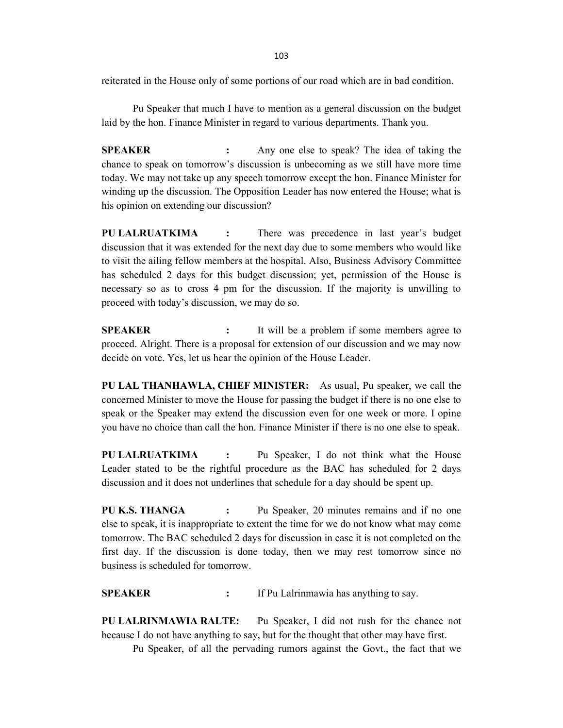reiterated in the House only of some portions of our road which are in bad condition.

Pu Speaker that much I have to mention as a general discussion on the budget laid by the hon. Finance Minister in regard to various departments. Thank you.

**SPEAKER** : Any one else to speak? The idea of taking the chance to speak on tomorrow's discussion is unbecoming as we still have more time today. We may not take up any speech tomorrow except the hon. Finance Minister for winding up the discussion. The Opposition Leader has now entered the House; what is his opinion on extending our discussion?

**PU LALRUATKIMA** : There was precedence in last year's budget discussion that it was extended for the next day due to some members who would like to visit the ailing fellow members at the hospital. Also, Business Advisory Committee has scheduled 2 days for this budget discussion; yet, permission of the House is necessary so as to cross 4 pm for the discussion. If the majority is unwilling to proceed with today's discussion, we may do so.

**SPEAKER** : It will be a problem if some members agree to proceed. Alright. There is a proposal for extension of our discussion and we may now decide on vote. Yes, let us hear the opinion of the House Leader.

**PU LAL THANHAWLA, CHIEF MINISTER:** As usual, Pu speaker, we call the concerned Minister to move the House for passing the budget if there is no one else to speak or the Speaker may extend the discussion even for one week or more. I opine you have no choice than call the hon. Finance Minister if there is no one else to speak.

**PU LALRUATKIMA** : Pu Speaker, I do not think what the House Leader stated to be the rightful procedure as the BAC has scheduled for 2 days discussion and it does not underlines that schedule for a day should be spent up.

**PU K.S. THANGA** : Pu Speaker, 20 minutes remains and if no one else to speak, it is inappropriate to extent the time for we do not know what may come tomorrow. The BAC scheduled 2 days for discussion in case it is not completed on the first day. If the discussion is done today, then we may rest tomorrow since no business is scheduled for tomorrow.

**SPEAKER** : If Pu Lalrinmawia has anything to say.

**PU LALRINMAWIA RALTE:** Pu Speaker, I did not rush for the chance not because I do not have anything to say, but for the thought that other may have first.

Pu Speaker, of all the pervading rumors against the Govt., the fact that we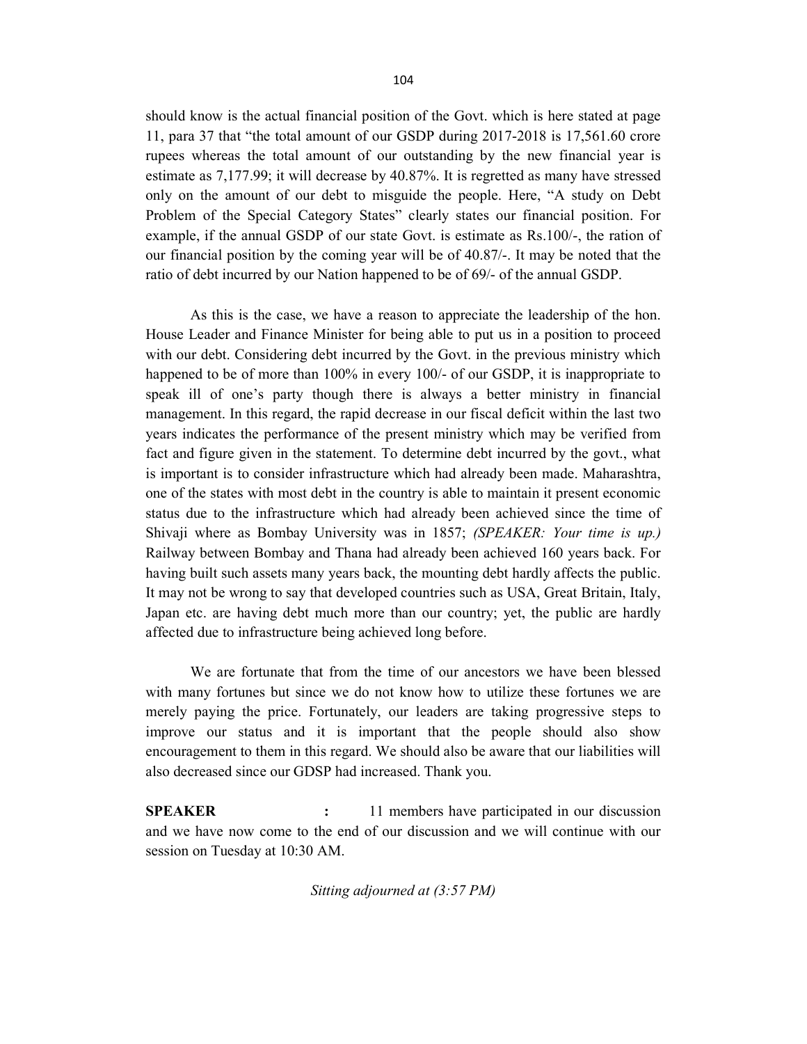should know is the actual financial position of the Govt. which is here stated at page 11, para 37 that "the total amount of our GSDP during 2017-2018 is 17,561.60 crore rupees whereas the total amount of our outstanding by the new financial year is estimate as 7,177.99; it will decrease by 40.87%. It is regretted as many have stressed only on the amount of our debt to misguide the people. Here, "A study on Debt Problem of the Special Category States" clearly states our financial position. For example, if the annual GSDP of our state Govt. is estimate as Rs.100/-, the ration of our financial position by the coming year will be of 40.87/-. It may be noted that the ratio of debt incurred by our Nation happened to be of 69/- of the annual GSDP.

As this is the case, we have a reason to appreciate the leadership of the hon. House Leader and Finance Minister for being able to put us in a position to proceed with our debt. Considering debt incurred by the Govt. in the previous ministry which happened to be of more than 100% in every 100/- of our GSDP, it is inappropriate to speak ill of one's party though there is always a better ministry in financial management. In this regard, the rapid decrease in our fiscal deficit within the last two years indicates the performance of the present ministry which may be verified from fact and figure given in the statement. To determine debt incurred by the govt., what is important is to consider infrastructure which had already been made. Maharashtra, one of the states with most debt in the country is able to maintain it present economic status due to the infrastructure which had already been achieved since the time of Shivaji where as Bombay University was in 1857; *(SPEAKER: Your time is up.)* Railway between Bombay and Thana had already been achieved 160 years back. For having built such assets many years back, the mounting debt hardly affects the public. It may not be wrong to say that developed countries such as USA, Great Britain, Italy, Japan etc. are having debt much more than our country; yet, the public are hardly affected due to infrastructure being achieved long before.

We are fortunate that from the time of our ancestors we have been blessed with many fortunes but since we do not know how to utilize these fortunes we are merely paying the price. Fortunately, our leaders are taking progressive steps to improve our status and it is important that the people should also show encouragement to them in this regard. We should also be aware that our liabilities will also decreased since our GDSP had increased. Thank you.

**SPEAKER** : 11 members have participated in our discussion and we have now come to the end of our discussion and we will continue with our session on Tuesday at 10:30 AM.

*Sitting adjourned at (3:57 PM)*